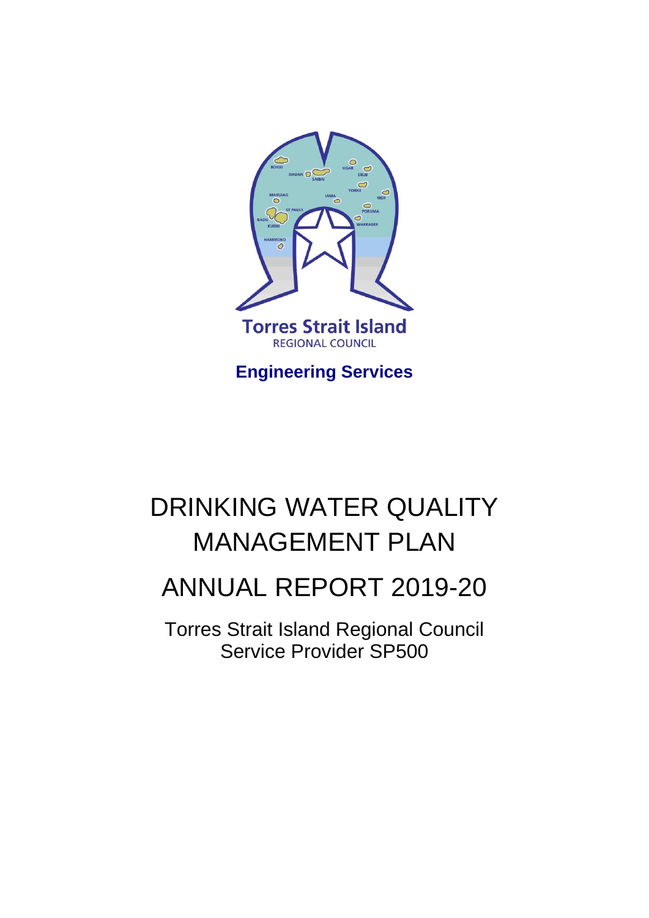Torres Strait Island
REGIONAL COUNCIL

**Engineering Services**

# DRINKING WATER QUALITY MANAGEMENT PLAN

# ANNUAL REPORT 2019-20

Torres Strait Island Regional Council
Service Provider SP500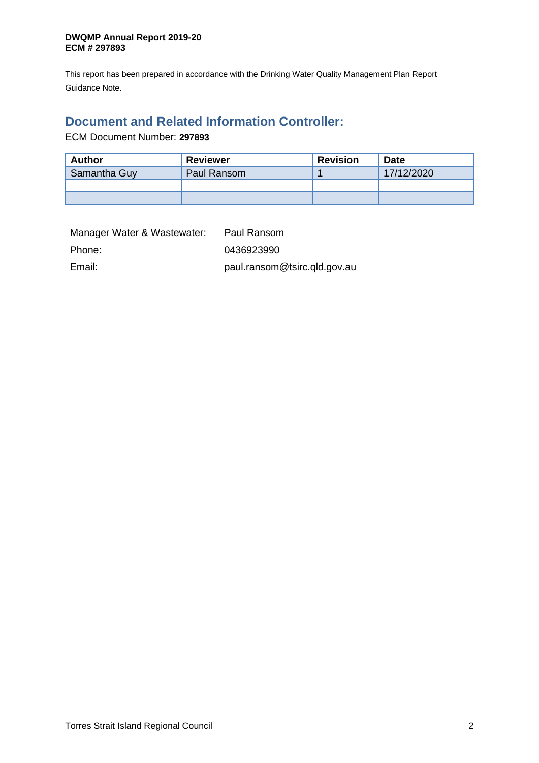**DWQMP Annual Report 2019-20**
**ECM # 297893**

This report has been prepared in accordance with the Drinking Water Quality Management Plan Report Guidance Note.

## Document and Related Information Controller:

ECM Document Number: **297893**

| Author | Reviewer | Revision | Date |
|---|---|---|---|
| Samantha Guy | Paul Ransom | 1 | 17/12/2020 |
| | | | |
| | | | |

| | |
|---|---|
| Manager Water & Wastewater: | Paul Ransom |
| Phone: | 0436923990 |
| Email: | paul.ransom@tsirc.qld.gov.au |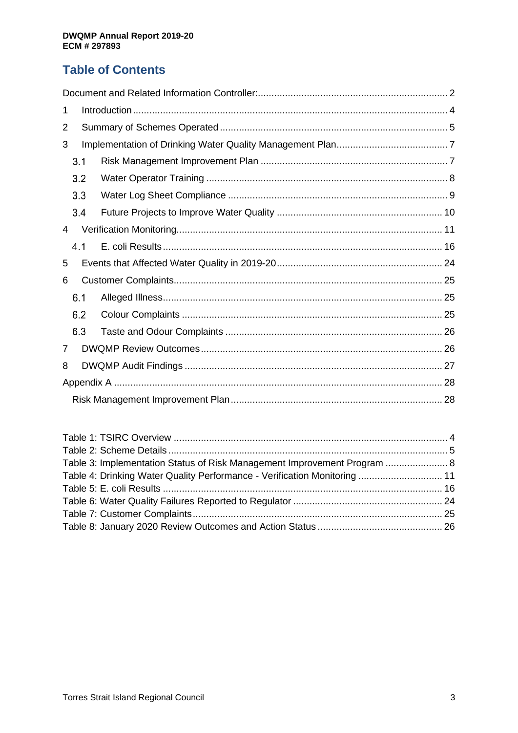# Table of Contents

Document and Related Information Controller: 2

1 Introduction 4

2 Summary of Schemes Operated 5

3 Implementation of Drinking Water Quality Management Plan 7

3.1 Risk Management Improvement Plan 7

3.2 Water Operator Training 8

3.3 Water Log Sheet Compliance 9

3.4 Future Projects to Improve Water Quality 10

4 Verification Monitoring 11

4.1 E. coli Results 16

5 Events that Affected Water Quality in 2019-20 24

6 Customer Complaints 25

6.1 Alleged Illness 25

6.2 Colour Complaints 25

6.3 Taste and Odour Complaints 26

7 DWQMP Review Outcomes 26

8 DWQMP Audit Findings 27

Appendix A 28

Risk Management Improvement Plan 28

Table 1: TSIRC Overview 4

Table 2: Scheme Details 5

Table 3: Implementation Status of Risk Management Improvement Program 8

Table 4: Drinking Water Quality Performance - Verification Monitoring 11

Table 5: E. coli Results 16

Table 6: Water Quality Failures Reported to Regulator 24

Table 7: Customer Complaints 25

Table 8: January 2020 Review Outcomes and Action Status 26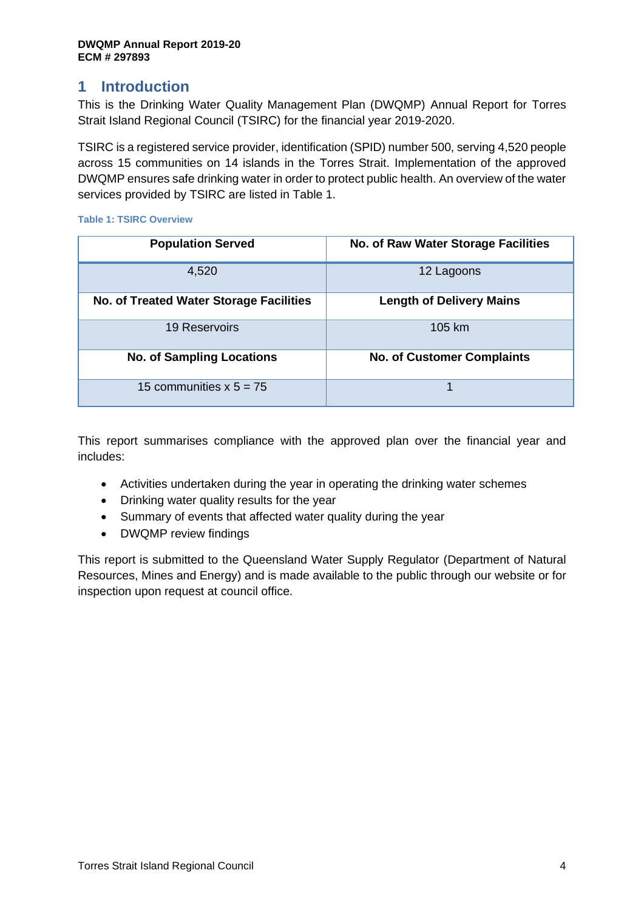# 1 Introduction

This is the Drinking Water Quality Management Plan (DWQMP) Annual Report for Torres Strait Island Regional Council (TSIRC) for the financial year 2019-2020.

TSIRC is a registered service provider, identification (SPID) number 500, serving 4,520 people across 15 communities on 14 islands in the Torres Strait. Implementation of the approved DWQMP ensures safe drinking water in order to protect public health. An overview of the water services provided by TSIRC are listed in Table 1.

**Table 1: TSIRC Overview**

| Population Served | No. of Raw Water Storage Facilities |
|---|---|
| 4,520 | 12 Lagoons |
| **No. of Treated Water Storage Facilities** | **Length of Delivery Mains** |
| 19 Reservoirs | 105 km |
| **No. of Sampling Locations** | **No. of Customer Complaints** |
| 15 communities x 5 = 75 | 1 |

This report summarises compliance with the approved plan over the financial year and includes:

- Activities undertaken during the year in operating the drinking water schemes
- Drinking water quality results for the year
- Summary of events that affected water quality during the year
- DWQMP review findings

This report is submitted to the Queensland Water Supply Regulator (Department of Natural Resources, Mines and Energy) and is made available to the public through our website or for inspection upon request at council office.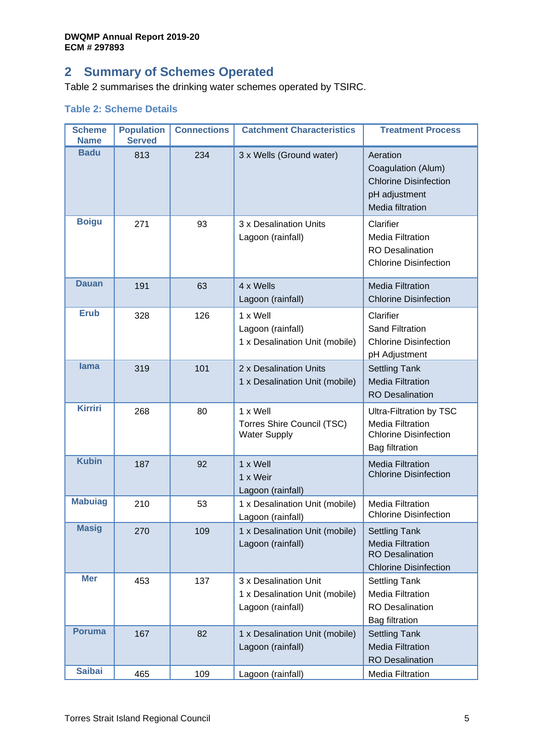## 2 Summary of Schemes Operated

Table 2 summarises the drinking water schemes operated by TSIRC.

**Table 2: Scheme Details**

| Scheme Name | Population Served | Connections | Catchment Characteristics | Treatment Process |
|---|---|---|---|---|
| Badu | 813 | 234 | 3 x Wells (Ground water) | Aeration<br>Coagulation (Alum)<br>Chlorine Disinfection<br>pH adjustment<br>Media filtration |
| Boigu | 271 | 93 | 3 x Desalination Units<br>Lagoon (rainfall) | Clarifier<br>Media Filtration<br>RO Desalination<br>Chlorine Disinfection |
| Dauan | 191 | 63 | 4 x Wells<br>Lagoon (rainfall) | Media Filtration<br>Chlorine Disinfection |
| Erub | 328 | 126 | 1 x Well<br>Lagoon (rainfall)<br>1 x Desalination Unit (mobile) | Clarifier<br>Sand Filtration<br>Chlorine Disinfection<br>pH Adjustment |
| Iama | 319 | 101 | 2 x Desalination Units<br>1 x Desalination Unit (mobile) | Settling Tank<br>Media Filtration<br>RO Desalination |
| Kirriri | 268 | 80 | 1 x Well<br>Torres Shire Council (TSC) Water Supply | Ultra-Filtration by TSC<br>Media Filtration<br>Chlorine Disinfection<br>Bag filtration |
| Kubin | 187 | 92 | 1 x Well<br>1 x Weir<br>Lagoon (rainfall) | Media Filtration<br>Chlorine Disinfection |
| Mabuiag | 210 | 53 | 1 x Desalination Unit (mobile)<br>Lagoon (rainfall) | Media Filtration<br>Chlorine Disinfection |
| Masig | 270 | 109 | 1 x Desalination Unit (mobile)<br>Lagoon (rainfall) | Settling Tank<br>Media Filtration<br>RO Desalination<br>Chlorine Disinfection |
| Mer | 453 | 137 | 3 x Desalination Unit<br>1 x Desalination Unit (mobile)<br>Lagoon (rainfall) | Settling Tank<br>Media Filtration<br>RO Desalination<br>Bag filtration |
| Poruma | 167 | 82 | 1 x Desalination Unit (mobile)<br>Lagoon (rainfall) | Settling Tank<br>Media Filtration<br>RO Desalination |
| Saibai | 465 | 109 | Lagoon (rainfall) | Media Filtration |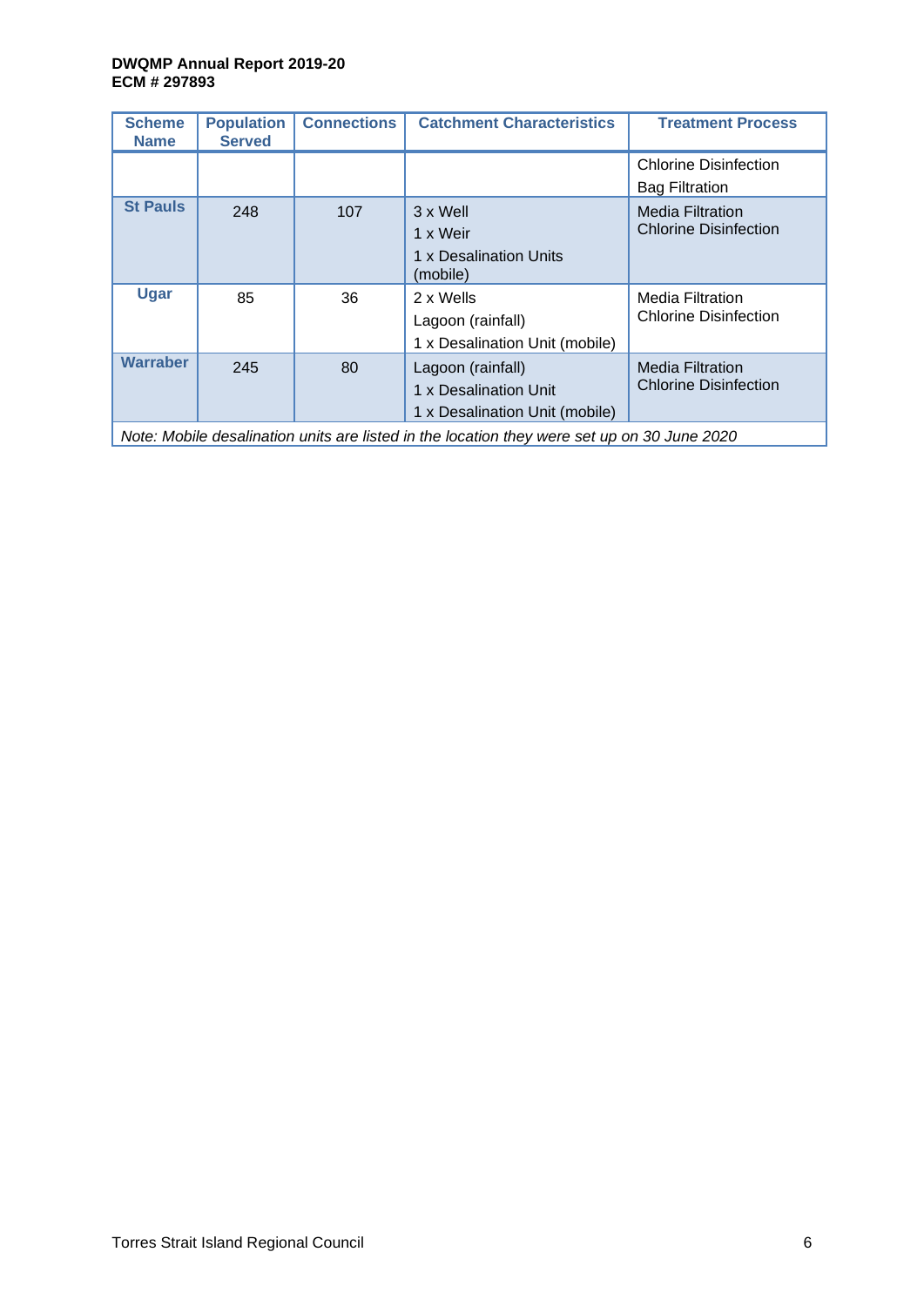| Scheme Name | Population Served | Connections | Catchment Characteristics | Treatment Process |
|---|---|---|---|---|
| | | | | Chlorine Disinfection<br>Bag Filtration |
| **St Pauls** | 248 | 107 | 3 x Well<br>1 x Weir<br>1 x Desalination Units (mobile) | Media Filtration<br>Chlorine Disinfection |
| **Ugar** | 85 | 36 | 2 x Wells<br>Lagoon (rainfall)<br>1 x Desalination Unit (mobile) | Media Filtration<br>Chlorine Disinfection |
| **Warraber** | 245 | 80 | Lagoon (rainfall)<br>1 x Desalination Unit<br>1 x Desalination Unit (mobile) | Media Filtration<br>Chlorine Disinfection |

*Note: Mobile desalination units are listed in the location they were set up on 30 June 2020*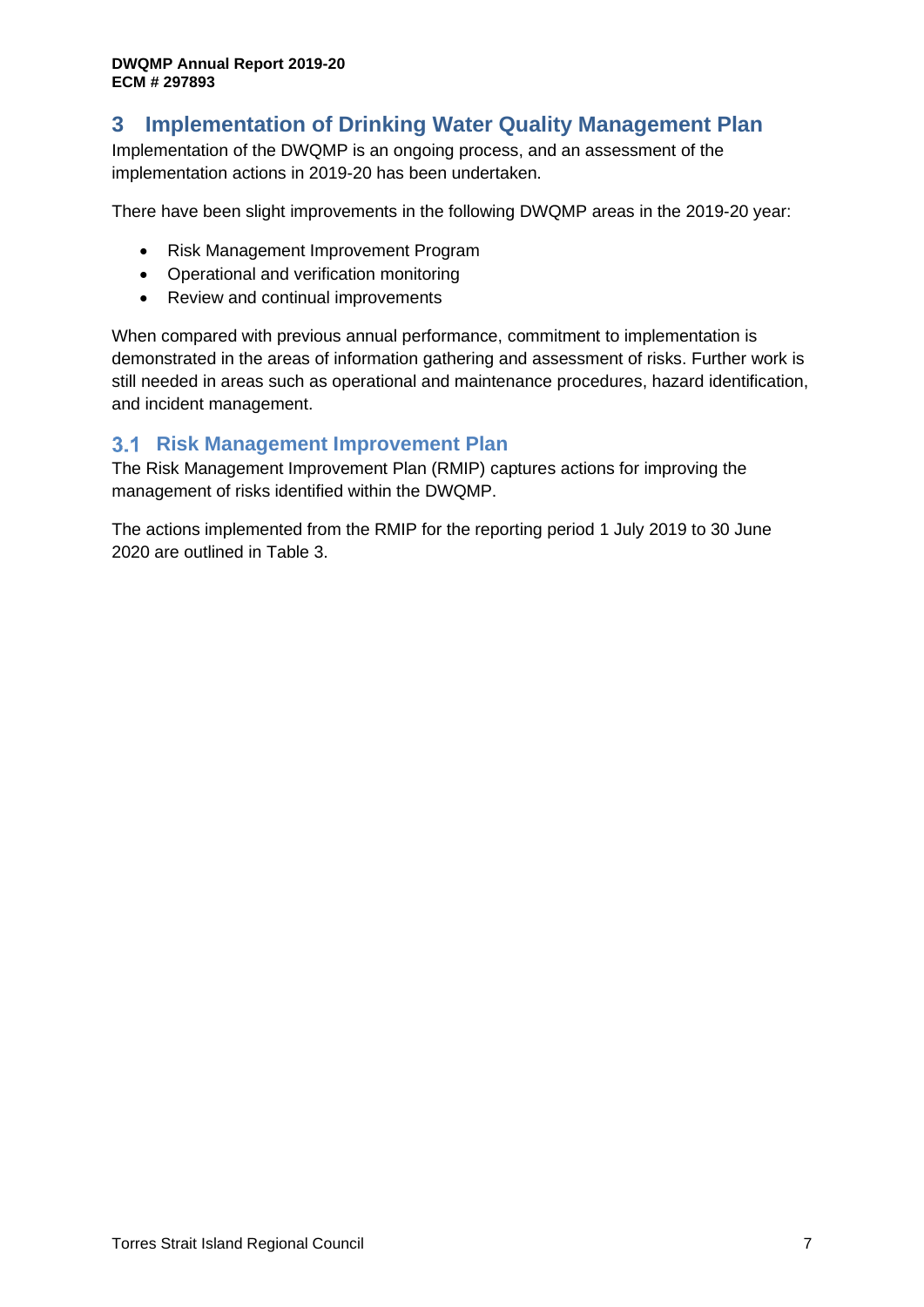# 3 Implementation of Drinking Water Quality Management Plan

Implementation of the DWQMP is an ongoing process, and an assessment of the implementation actions in 2019-20 has been undertaken.

There have been slight improvements in the following DWQMP areas in the 2019-20 year:

- Risk Management Improvement Program
- Operational and verification monitoring
- Review and continual improvements

When compared with previous annual performance, commitment to implementation is demonstrated in the areas of information gathering and assessment of risks. Further work is still needed in areas such as operational and maintenance procedures, hazard identification, and incident management.

## 3.1 Risk Management Improvement Plan

The Risk Management Improvement Plan (RMIP) captures actions for improving the management of risks identified within the DWQMP.

The actions implemented from the RMIP for the reporting period 1 July 2019 to 30 June 2020 are outlined in Table 3.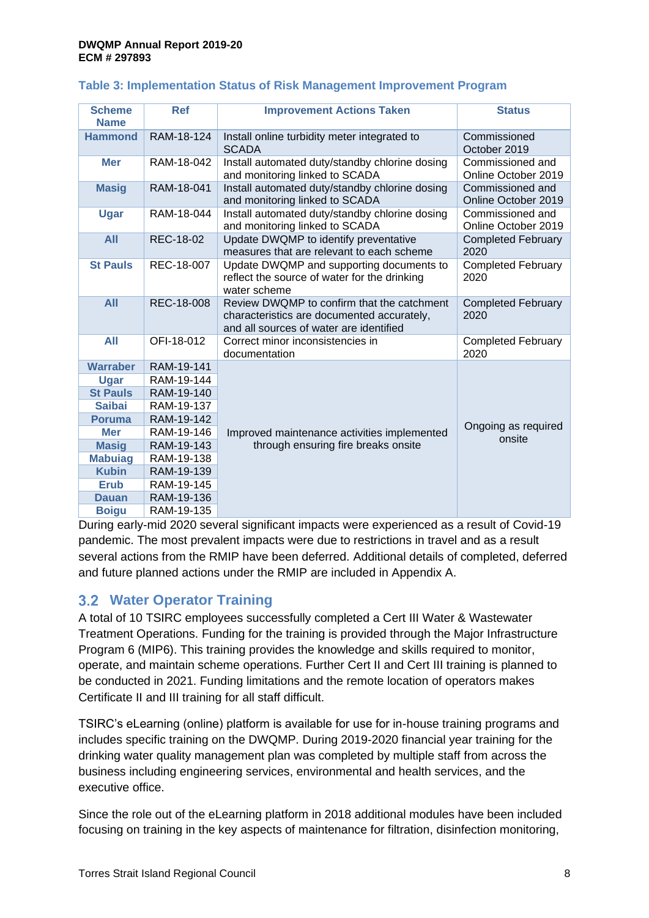### Table 3: Implementation Status of Risk Management Improvement Program

| Scheme Name | Ref | Improvement Actions Taken | Status |
|---|---|---|---|
| **Hammond** | RAM-18-124 | Install online turbidity meter integrated to SCADA | Commissioned October 2019 |
| **Mer** | RAM-18-042 | Install automated duty/standby chlorine dosing and monitoring linked to SCADA | Commissioned and Online October 2019 |
| **Masig** | RAM-18-041 | Install automated duty/standby chlorine dosing and monitoring linked to SCADA | Commissioned and Online October 2019 |
| **Ugar** | RAM-18-044 | Install automated duty/standby chlorine dosing and monitoring linked to SCADA | Commissioned and Online October 2019 |
| **All** | REC-18-02 | Update DWQMP to identify preventative measures that are relevant to each scheme | Completed February 2020 |
| **St Pauls** | REC-18-007 | Update DWQMP and supporting documents to reflect the source of water for the drinking water scheme | Completed February 2020 |
| **All** | REC-18-008 | Review DWQMP to confirm that the catchment characteristics are documented accurately, and all sources of water are identified | Completed February 2020 |
| **All** | OFI-18-012 | Correct minor inconsistencies in documentation | Completed February 2020 |
| **Warraber** | RAM-19-141 | Improved maintenance activities implemented through ensuring fire breaks onsite | Ongoing as required onsite |
| **Ugar** | RAM-19-144 | | |
| **St Pauls** | RAM-19-140 | | |
| **Saibai** | RAM-19-137 | | |
| **Poruma** | RAM-19-142 | | |
| **Mer** | RAM-19-146 | | |
| **Masig** | RAM-19-143 | | |
| **Mabuiag** | RAM-19-138 | | |
| **Kubin** | RAM-19-139 | | |
| **Erub** | RAM-19-145 | | |
| **Dauan** | RAM-19-136 | | |
| **Boigu** | RAM-19-135 | | |

During early-mid 2020 several significant impacts were experienced as a result of Covid-19 pandemic. The most prevalent impacts were due to restrictions in travel and as a result several actions from the RMIP have been deferred. Additional details of completed, deferred and future planned actions under the RMIP are included in Appendix A.

## 3.2 Water Operator Training

A total of 10 TSIRC employees successfully completed a Cert III Water & Wastewater Treatment Operations. Funding for the training is provided through the Major Infrastructure Program 6 (MIP6). This training provides the knowledge and skills required to monitor, operate, and maintain scheme operations. Further Cert II and Cert III training is planned to be conducted in 2021. Funding limitations and the remote location of operators makes Certificate II and III training for all staff difficult.

TSIRC's eLearning (online) platform is available for use for in-house training programs and includes specific training on the DWQMP. During 2019-2020 financial year training for the drinking water quality management plan was completed by multiple staff from across the business including engineering services, environmental and health services, and the executive office.

Since the role out of the eLearning platform in 2018 additional modules have been included focusing on training in the key aspects of maintenance for filtration, disinfection monitoring,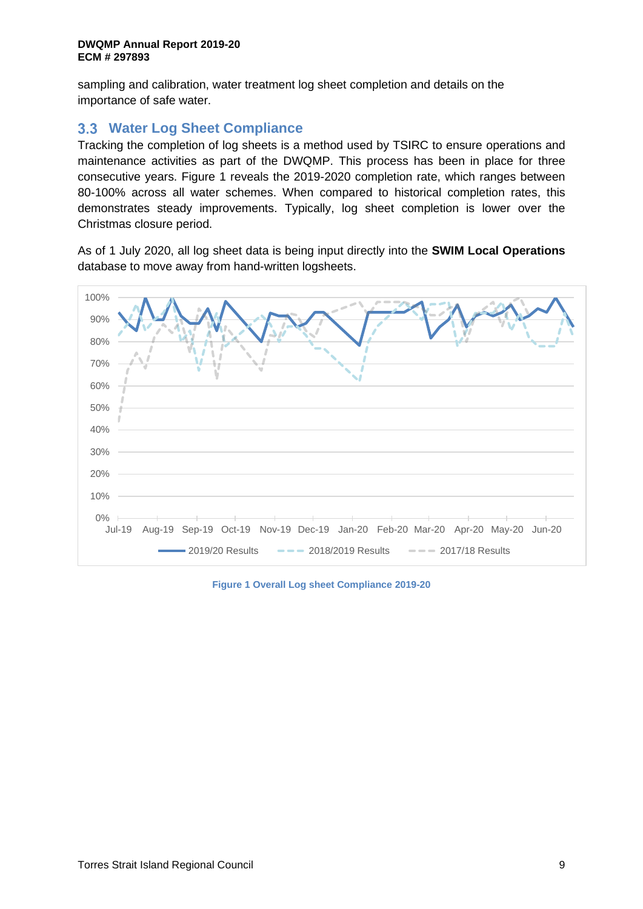sampling and calibration, water treatment log sheet completion and details on the importance of safe water.

## 3.3 Water Log Sheet Compliance

Tracking the completion of log sheets is a method used by TSIRC to ensure operations and maintenance activities as part of the DWQMP. This process has been in place for three consecutive years. Figure 1 reveals the 2019-2020 completion rate, which ranges between 80-100% across all water schemes. When compared to historical completion rates, this demonstrates steady improvements. Typically, log sheet completion is lower over the Christmas closure period.

As of 1 July 2020, all log sheet data is being input directly into the **SWIM Local Operations** database to move away from hand-written logsheets.

**Figure 1 Overall Log sheet Compliance 2019-20**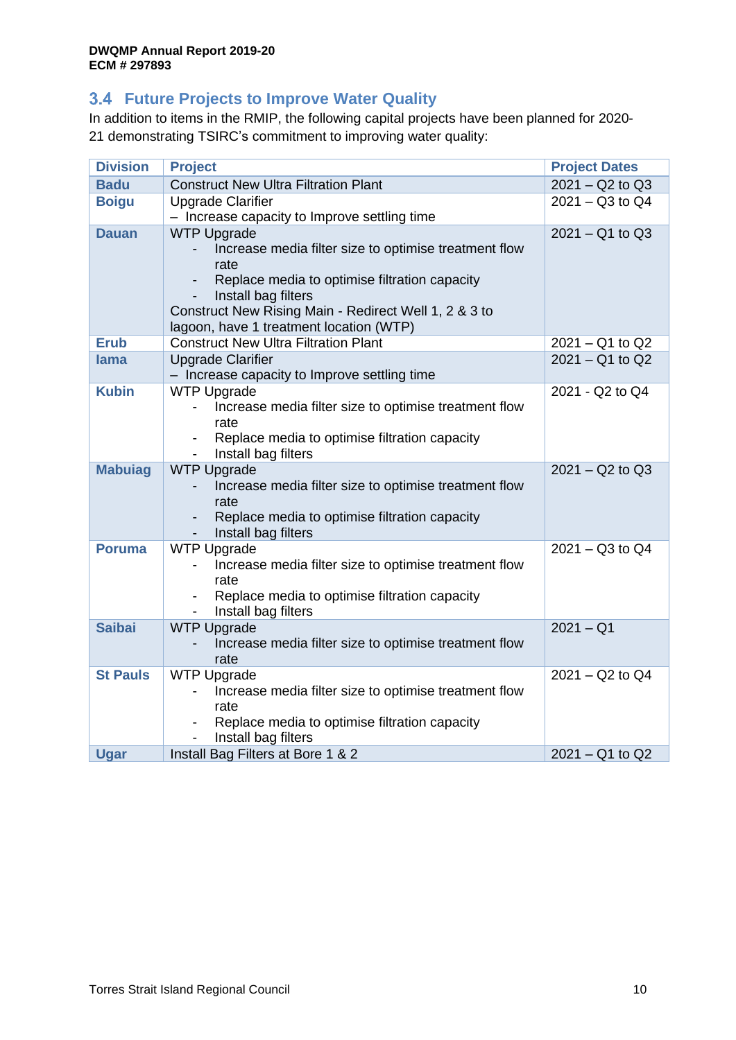## 3.4 Future Projects to Improve Water Quality

In addition to items in the RMIP, the following capital projects have been planned for 2020-21 demonstrating TSIRC's commitment to improving water quality:

| Division | Project | Project Dates |
|---|---|---|
| Badu | Construct New Ultra Filtration Plant | 2021 – Q2 to Q3 |
| Boigu | Upgrade Clarifier<br>– Increase capacity to Improve settling time | 2021 – Q3 to Q4 |
| Dauan | WTP Upgrade<br>- Increase media filter size to optimise treatment flow rate<br>- Replace media to optimise filtration capacity<br>- Install bag filters<br>Construct New Rising Main - Redirect Well 1, 2 & 3 to lagoon, have 1 treatment location (WTP) | 2021 – Q1 to Q3 |
| Erub | Construct New Ultra Filtration Plant | 2021 – Q1 to Q2 |
| Iama | Upgrade Clarifier<br>– Increase capacity to Improve settling time | 2021 – Q1 to Q2 |
| Kubin | WTP Upgrade<br>- Increase media filter size to optimise treatment flow rate<br>- Replace media to optimise filtration capacity<br>- Install bag filters | 2021 - Q2 to Q4 |
| Mabuiag | WTP Upgrade<br>- Increase media filter size to optimise treatment flow rate<br>- Replace media to optimise filtration capacity<br>- Install bag filters | 2021 – Q2 to Q3 |
| Poruma | WTP Upgrade<br>- Increase media filter size to optimise treatment flow rate<br>- Replace media to optimise filtration capacity<br>- Install bag filters | 2021 – Q3 to Q4 |
| Saibai | WTP Upgrade<br>- Increase media filter size to optimise treatment flow rate | 2021 – Q1 |
| St Pauls | WTP Upgrade<br>- Increase media filter size to optimise treatment flow rate<br>- Replace media to optimise filtration capacity<br>- Install bag filters | 2021 – Q2 to Q4 |
| Ugar | Install Bag Filters at Bore 1 & 2 | 2021 – Q1 to Q2 |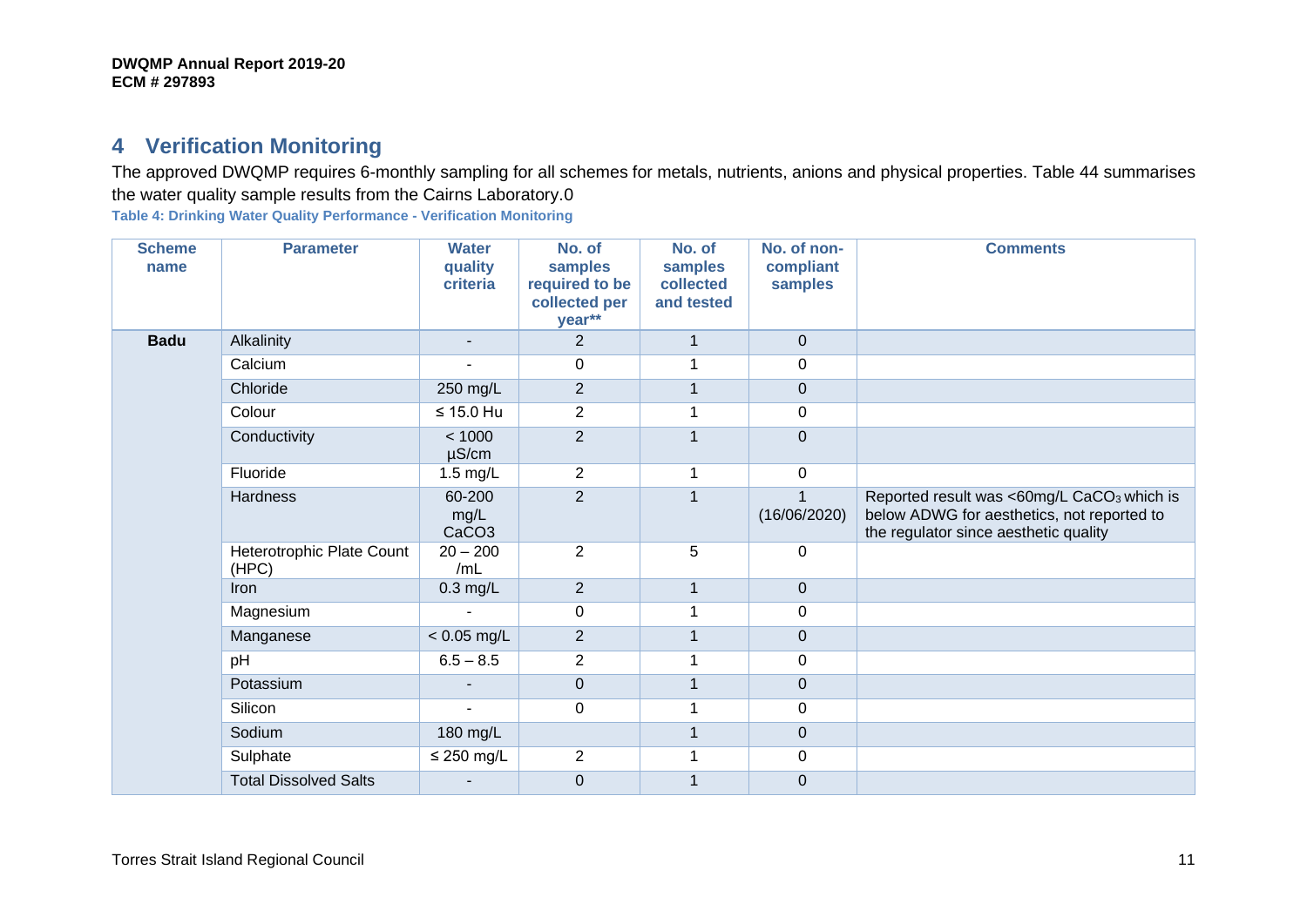## 4 Verification Monitoring

The approved DWQMP requires 6-monthly sampling for all schemes for metals, nutrients, anions and physical properties. Table 44 summarises the water quality sample results from the Cairns Laboratory.0

**Table 4: Drinking Water Quality Performance - Verification Monitoring**

| Scheme name | Parameter | Water quality criteria | No. of samples required to be collected per year** | No. of samples collected and tested | No. of non-compliant samples | Comments |
|---|---|---|---|---|---|---|
| **Badu** | Alkalinity | - | 2 | 1 | 0 | |
| | Calcium | - | 0 | 1 | 0 | |
| | Chloride | 250 mg/L | 2 | 1 | 0 | |
| | Colour | ≤ 15.0 Hu | 2 | 1 | 0 | |
| | Conductivity | < 1000 µS/cm | 2 | 1 | 0 | |
| | Fluoride | 1.5 mg/L | 2 | 1 | 0 | |
| | Hardness | 60-200 mg/L $CaCO_3$ | 2 | 1 | 1 (16/06/2020) | Reported result was <60mg/L $CaCO_3$ which is below ADWG for aesthetics, not reported to the regulator since aesthetic quality |
| | Heterotrophic Plate Count (HPC) | 20 – 200 /mL | 2 | 5 | 0 | |
| | Iron | 0.3 mg/L | 2 | 1 | 0 | |
| | Magnesium | - | 0 | 1 | 0 | |
| | Manganese | < 0.05 mg/L | 2 | 1 | 0 | |
| | pH | 6.5 – 8.5 | 2 | 1 | 0 | |
| | Potassium | - | 0 | 1 | 0 | |
| | Silicon | - | 0 | 1 | 0 | |
| | Sodium | 180 mg/L | | 1 | 0 | |
| | Sulphate | ≤ 250 mg/L | 2 | 1 | 0 | |
| | Total Dissolved Salts | - | 0 | 1 | 0 | |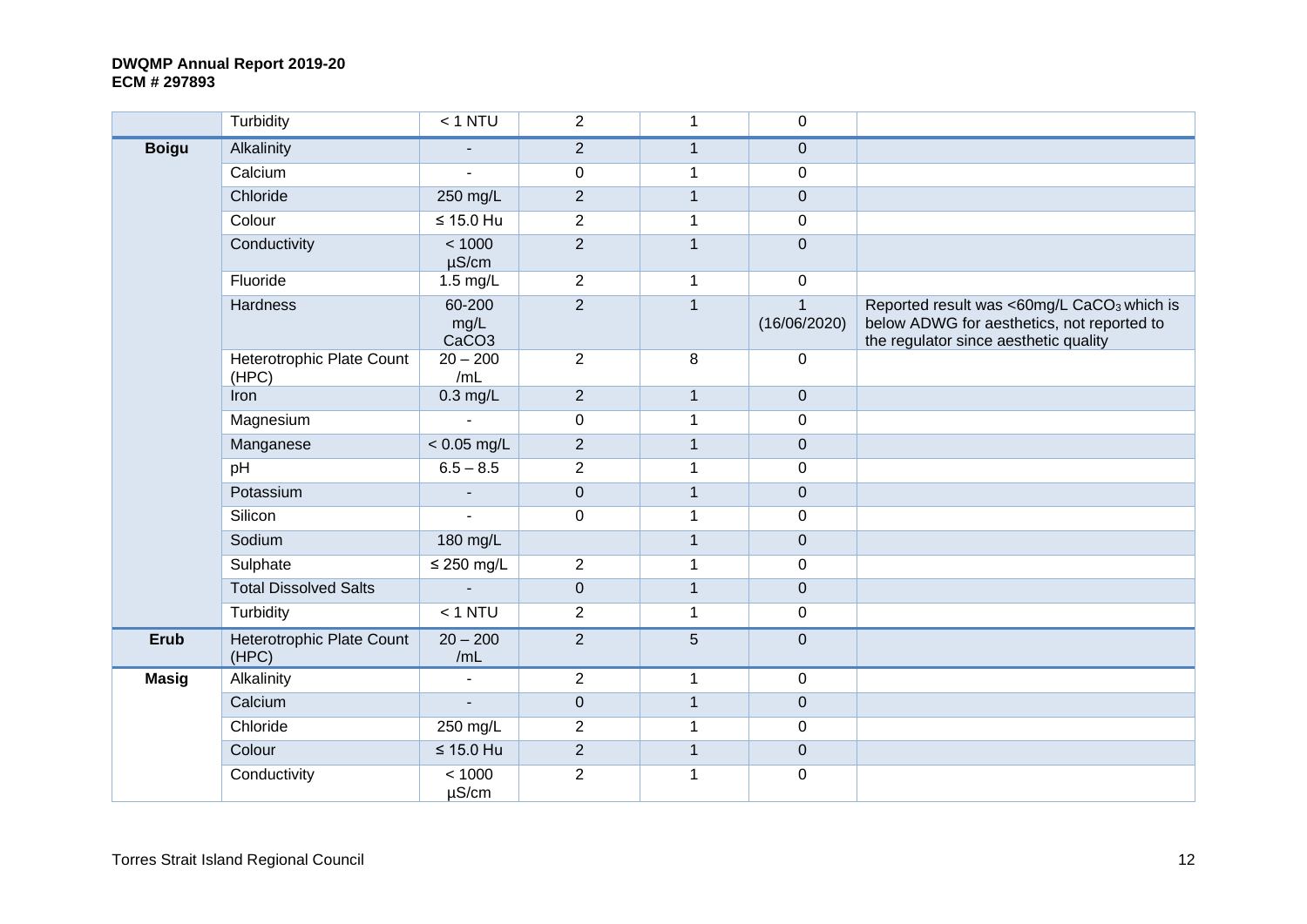|  | Turbidity | < 1 NTU | 2 | 1 | 0 |  |
|---|---|---|---|---|---|---|
| **Boigu** | Alkalinity | - | 2 | 1 | 0 |  |
|  | Calcium | - | 0 | 1 | 0 |  |
|  | Chloride | 250 mg/L | 2 | 1 | 0 |  |
|  | Colour | ≤ 15.0 Hu | 2 | 1 | 0 |  |
|  | Conductivity | < 1000 µS/cm | 2 | 1 | 0 |  |
|  | Fluoride | 1.5 mg/L | 2 | 1 | 0 |  |
|  | Hardness | 60-200 mg/L $CaCO_3$ | 2 | 1 | 1 (16/06/2020) | Reported result was <60mg/L $CaCO_3$ which is below ADWG for aesthetics, not reported to the regulator since aesthetic quality |
|  | Heterotrophic Plate Count (HPC) | 20 – 200 /mL | 2 | 8 | 0 |  |
|  | Iron | 0.3 mg/L | 2 | 1 | 0 |  |
|  | Magnesium | - | 0 | 1 | 0 |  |
|  | Manganese | < 0.05 mg/L | 2 | 1 | 0 |  |
|  | pH | 6.5 – 8.5 | 2 | 1 | 0 |  |
|  | Potassium | - | 0 | 1 | 0 |  |
|  | Silicon | - | 0 | 1 | 0 |  |
|  | Sodium | 180 mg/L |  | 1 | 0 |  |
|  | Sulphate | ≤ 250 mg/L | 2 | 1 | 0 |  |
|  | Total Dissolved Salts | - | 0 | 1 | 0 |  |
|  | Turbidity | < 1 NTU | 2 | 1 | 0 |  |
| **Erub** | Heterotrophic Plate Count (HPC) | 20 – 200 /mL | 2 | 5 | 0 |  |
| **Masig** | Alkalinity | - | 2 | 1 | 0 |  |
|  | Calcium | - | 0 | 1 | 0 |  |
|  | Chloride | 250 mg/L | 2 | 1 | 0 |  |
|  | Colour | ≤ 15.0 Hu | 2 | 1 | 0 |  |
|  | Conductivity | < 1000 µS/cm | 2 | 1 | 0 |  |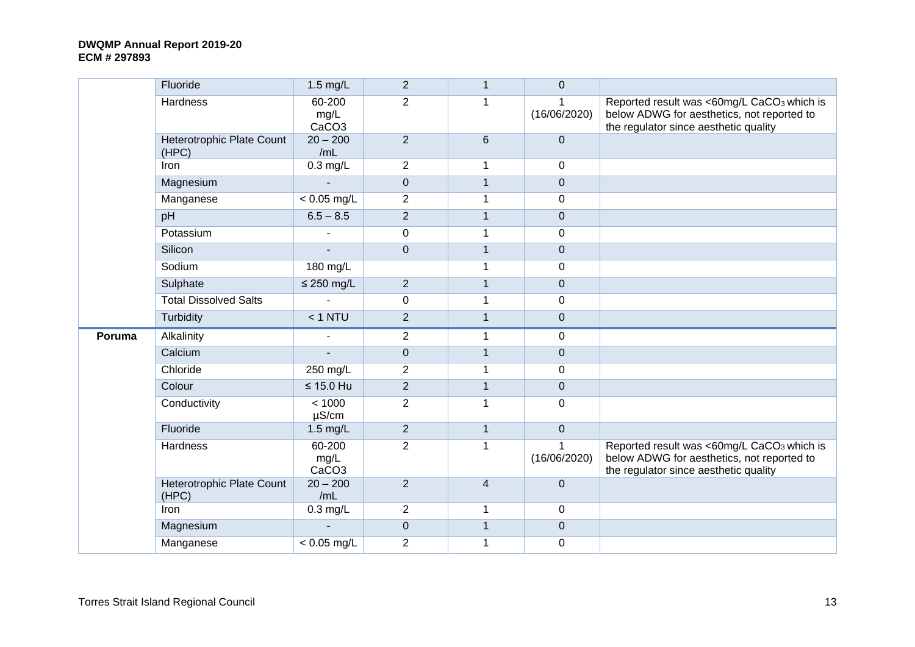| | Fluoride | 1.5 mg/L | 2 | 1 | 0 | |
|---|---|---|---|---|---|---|
| | Hardness | 60-200 mg/L $CaCO_3$ | 2 | 1 | 1 (16/06/2020) | Reported result was <60mg/L $CaCO_3$ which is below ADWG for aesthetics, not reported to the regulator since aesthetic quality |
| | Heterotrophic Plate Count (HPC) | 20 – 200 /mL | 2 | 6 | 0 | |
| | Iron | 0.3 mg/L | 2 | 1 | 0 | |
| | Magnesium | - | 0 | 1 | 0 | |
| | Manganese | < 0.05 mg/L | 2 | 1 | 0 | |
| | pH | 6.5 – 8.5 | 2 | 1 | 0 | |
| | Potassium | - | 0 | 1 | 0 | |
| | Silicon | - | 0 | 1 | 0 | |
| | Sodium | 180 mg/L | | 1 | 0 | |
| | Sulphate | ≤ 250 mg/L | 2 | 1 | 0 | |
| | Total Dissolved Salts | - | 0 | 1 | 0 | |
| | Turbidity | < 1 NTU | 2 | 1 | 0 | |
| **Poruma** | Alkalinity | - | 2 | 1 | 0 | |
| | Calcium | - | 0 | 1 | 0 | |
| | Chloride | 250 mg/L | 2 | 1 | 0 | |
| | Colour | ≤ 15.0 Hu | 2 | 1 | 0 | |
| | Conductivity | < 1000 µS/cm | 2 | 1 | 0 | |
| | Fluoride | 1.5 mg/L | 2 | 1 | 0 | |
| | Hardness | 60-200 mg/L $CaCO_3$ | 2 | 1 | 1 (16/06/2020) | Reported result was <60mg/L $CaCO_3$ which is below ADWG for aesthetics, not reported to the regulator since aesthetic quality |
| | Heterotrophic Plate Count (HPC) | 20 – 200 /mL | 2 | 4 | 0 | |
| | Iron | 0.3 mg/L | 2 | 1 | 0 | |
| | Magnesium | - | 0 | 1 | 0 | |
| | Manganese | < 0.05 mg/L | 2 | 1 | 0 | |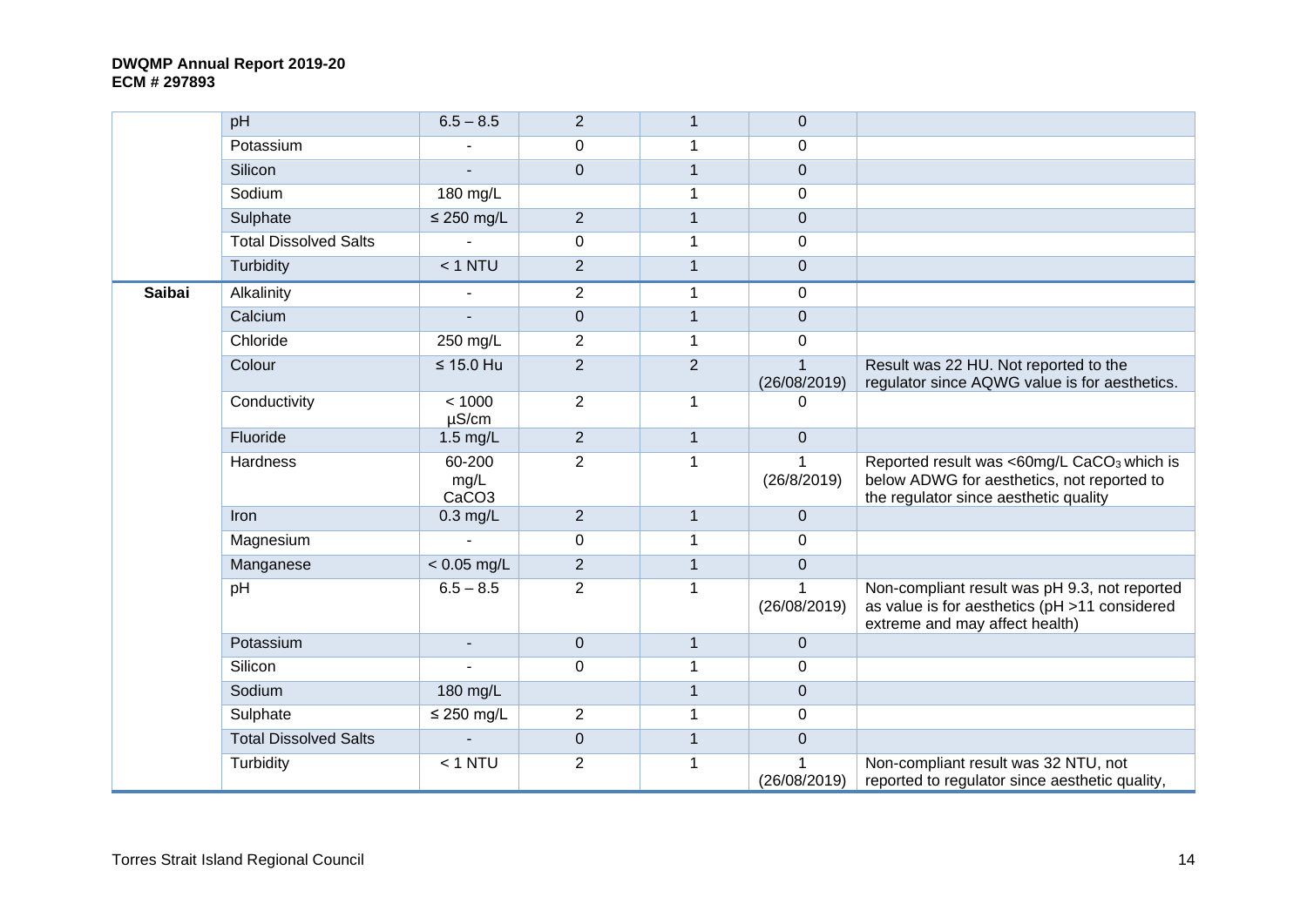| | pH | 6.5 – 8.5 | 2 | 1 | 0 | |
|---|---|---|---|---|---|---|
| | Potassium | - | 0 | 1 | 0 | |
| | Silicon | - | 0 | 1 | 0 | |
| | Sodium | 180 mg/L | | 1 | 0 | |
| | Sulphate | ≤ 250 mg/L | 2 | 1 | 0 | |
| | Total Dissolved Salts | - | 0 | 1 | 0 | |
| | Turbidity | < 1 NTU | 2 | 1 | 0 | |
| **Saibai** | Alkalinity | - | 2 | 1 | 0 | |
| | Calcium | - | 0 | 1 | 0 | |
| | Chloride | 250 mg/L | 2 | 1 | 0 | |
| | Colour | ≤ 15.0 Hu | 2 | 2 | 1 (26/08/2019) | Result was 22 HU. Not reported to the regulator since AQWG value is for aesthetics. |
| | Conductivity | < 1000 µS/cm | 2 | 1 | 0 | |
| | Fluoride | 1.5 mg/L | 2 | 1 | 0 | |
| | Hardness | 60-200 mg/L CaCO3 | 2 | 1 | 1 (26/8/2019) | Reported result was <60mg/L $CaCO_3$ which is below ADWG for aesthetics, not reported to the regulator since aesthetic quality |
| | Iron | 0.3 mg/L | 2 | 1 | 0 | |
| | Magnesium | - | 0 | 1 | 0 | |
| | Manganese | < 0.05 mg/L | 2 | 1 | 0 | |
| | pH | 6.5 – 8.5 | 2 | 1 | 1 (26/08/2019) | Non-compliant result was pH 9.3, not reported as value is for aesthetics (pH >11 considered extreme and may affect health) |
| | Potassium | - | 0 | 1 | 0 | |
| | Silicon | - | 0 | 1 | 0 | |
| | Sodium | 180 mg/L | | 1 | 0 | |
| | Sulphate | ≤ 250 mg/L | 2 | 1 | 0 | |
| | Total Dissolved Salts | - | 0 | 1 | 0 | |
| | Turbidity | < 1 NTU | 2 | 1 | 1 (26/08/2019) | Non-compliant result was 32 NTU, not reported to regulator since aesthetic quality, |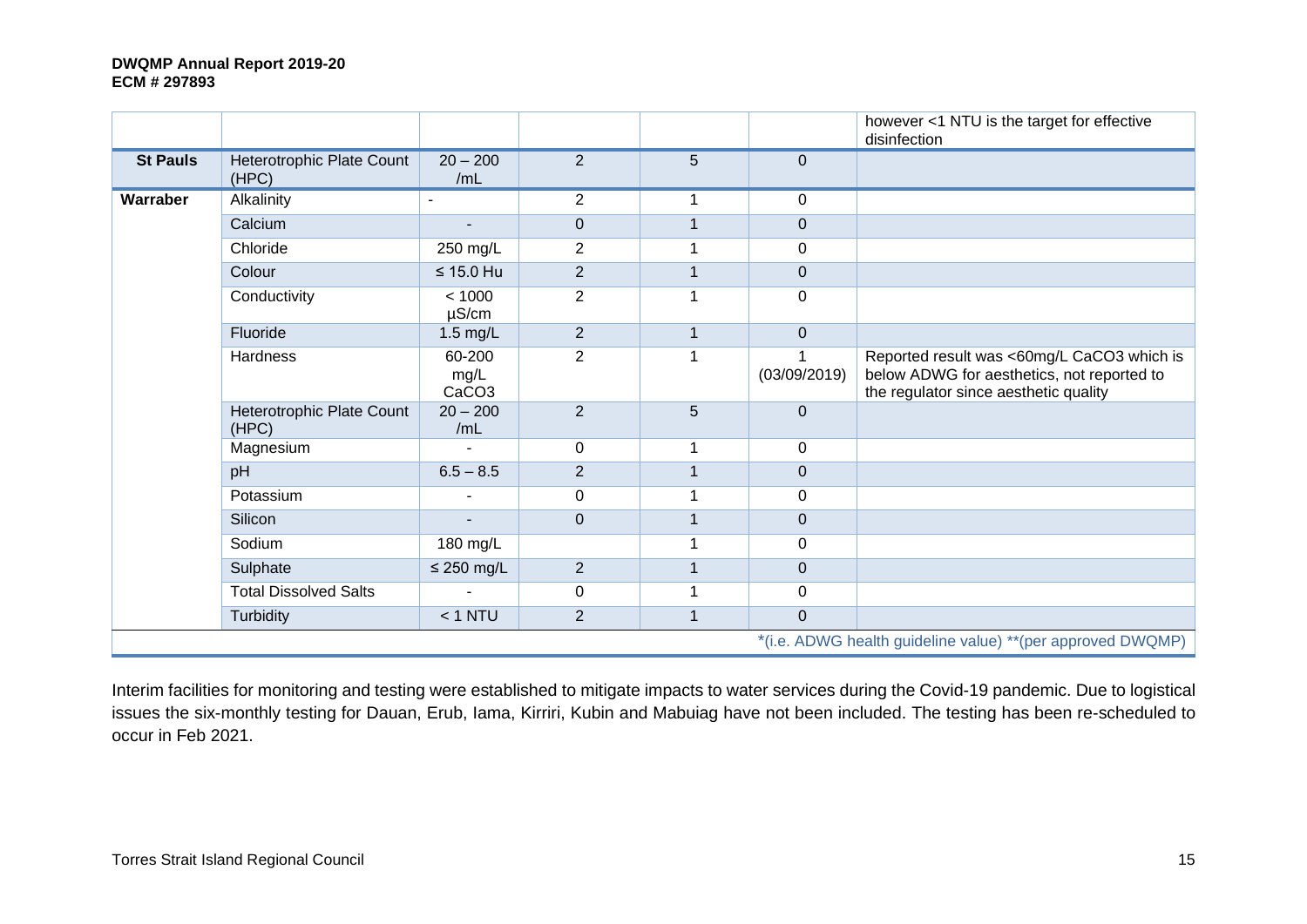| | | | | | | |
|---|---|---|---|---|---|---|
| | | | | | | however <1 NTU is the target for effective disinfection |
| **St Pauls** | Heterotrophic Plate Count (HPC) | 20 – 200 /mL | 2 | 5 | 0 | |
| **Warraber** | Alkalinity | - | 2 | 1 | 0 | |
| | Calcium | - | 0 | 1 | 0 | |
| | Chloride | 250 mg/L | 2 | 1 | 0 | |
| | Colour | ≤ 15.0 Hu | 2 | 1 | 0 | |
| | Conductivity | < 1000 µS/cm | 2 | 1 | 0 | |
| | Fluoride | 1.5 mg/L | 2 | 1 | 0 | |
| | Hardness | 60-200 mg/L $CaCO_3$ | 2 | 1 | 1 (03/09/2019) | Reported result was <60mg/L $CaCO_3$ which is below ADWG for aesthetics, not reported to the regulator since aesthetic quality |
| | Heterotrophic Plate Count (HPC) | 20 – 200 /mL | 2 | 5 | 0 | |
| | Magnesium | - | 0 | 1 | 0 | |
| | pH | 6.5 – 8.5 | 2 | 1 | 0 | |
| | Potassium | - | 0 | 1 | 0 | |
| | Silicon | - | 0 | 1 | 0 | |
| | Sodium | 180 mg/L | | 1 | 0 | |
| | Sulphate | ≤ 250 mg/L | 2 | 1 | 0 | |
| | Total Dissolved Salts | - | 0 | 1 | 0 | |
| | Turbidity | < 1 NTU | 2 | 1 | 0 | |

*(i.e. ADWG health guideline value) **(per approved DWQMP)

Interim facilities for monitoring and testing were established to mitigate impacts to water services during the Covid-19 pandemic. Due to logistical issues the six-monthly testing for Dauan, Erub, Iama, Kirriri, Kubin and Mabuiag have not been included. The testing has been re-scheduled to occur in Feb 2021.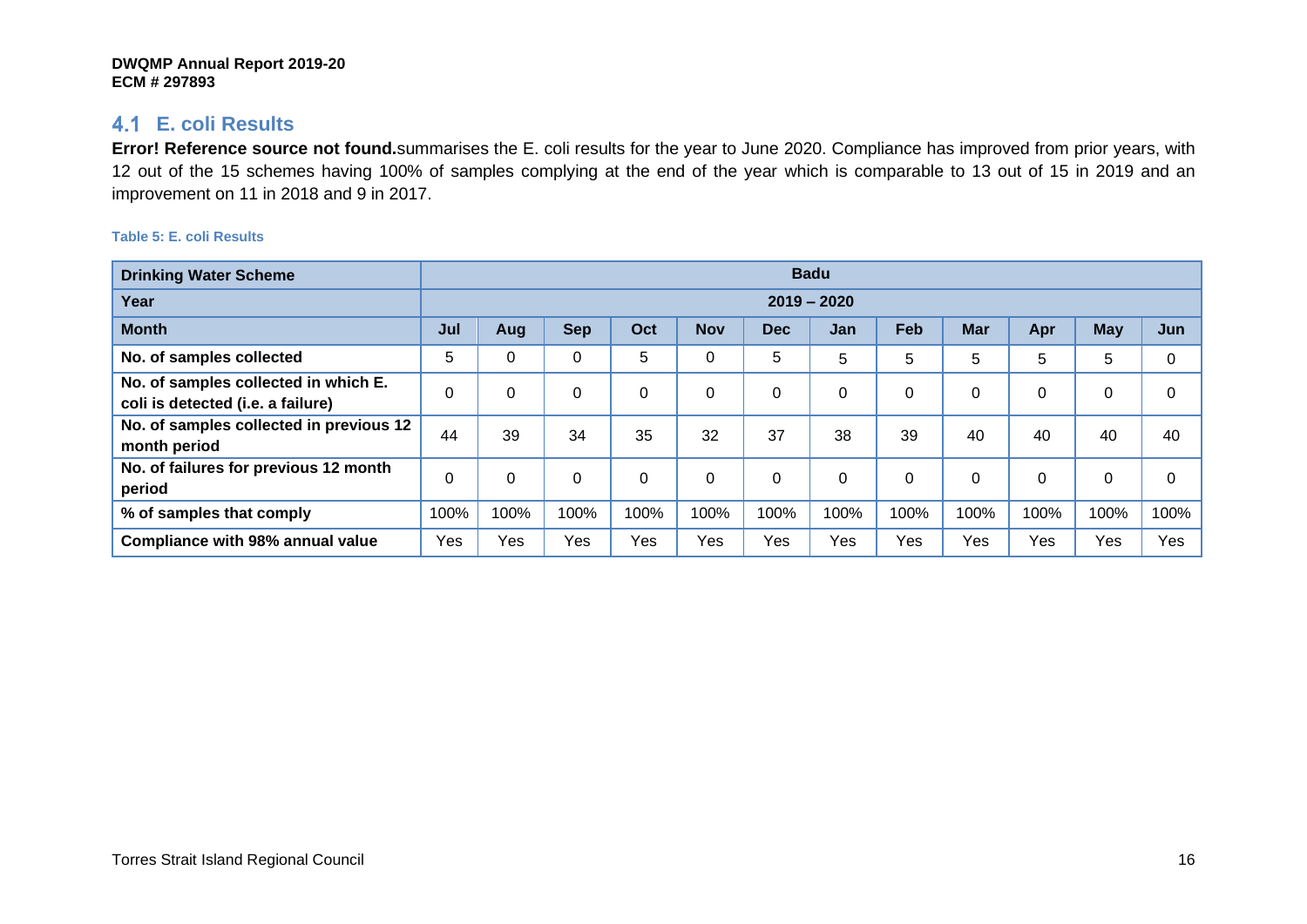## 4.1 E. coli Results

**Error! Reference source not found.** summarises the E. coli results for the year to June 2020. Compliance has improved from prior years, with 12 out of the 15 schemes having 100% of samples complying at the end of the year which is comparable to 13 out of 15 in 2019 and an improvement on 11 in 2018 and 9 in 2017.

**Table 5: E. coli Results**

| Drinking Water Scheme | Badu | | | | | | | | | | | |
|---|---|---|---|---|---|---|---|---|---|---|---|---|
| Year | 2019 – 2020 | | | | | | | | | | | |
| Month | Jul | Aug | Sep | Oct | Nov | Dec | Jan | Feb | Mar | Apr | May | Jun |
| No. of samples collected | 5 | 0 | 0 | 5 | 0 | 5 | 5 | 5 | 5 | 5 | 5 | 0 |
| No. of samples collected in which E. coli is detected (i.e. a failure) | 0 | 0 | 0 | 0 | 0 | 0 | 0 | 0 | 0 | 0 | 0 | 0 |
| No. of samples collected in previous 12 month period | 44 | 39 | 34 | 35 | 32 | 37 | 38 | 39 | 40 | 40 | 40 | 40 |
| No. of failures for previous 12 month period | 0 | 0 | 0 | 0 | 0 | 0 | 0 | 0 | 0 | 0 | 0 | 0 |
| % of samples that comply | 100% | 100% | 100% | 100% | 100% | 100% | 100% | 100% | 100% | 100% | 100% | 100% |
| Compliance with 98% annual value | Yes | Yes | Yes | Yes | Yes | Yes | Yes | Yes | Yes | Yes | Yes | Yes |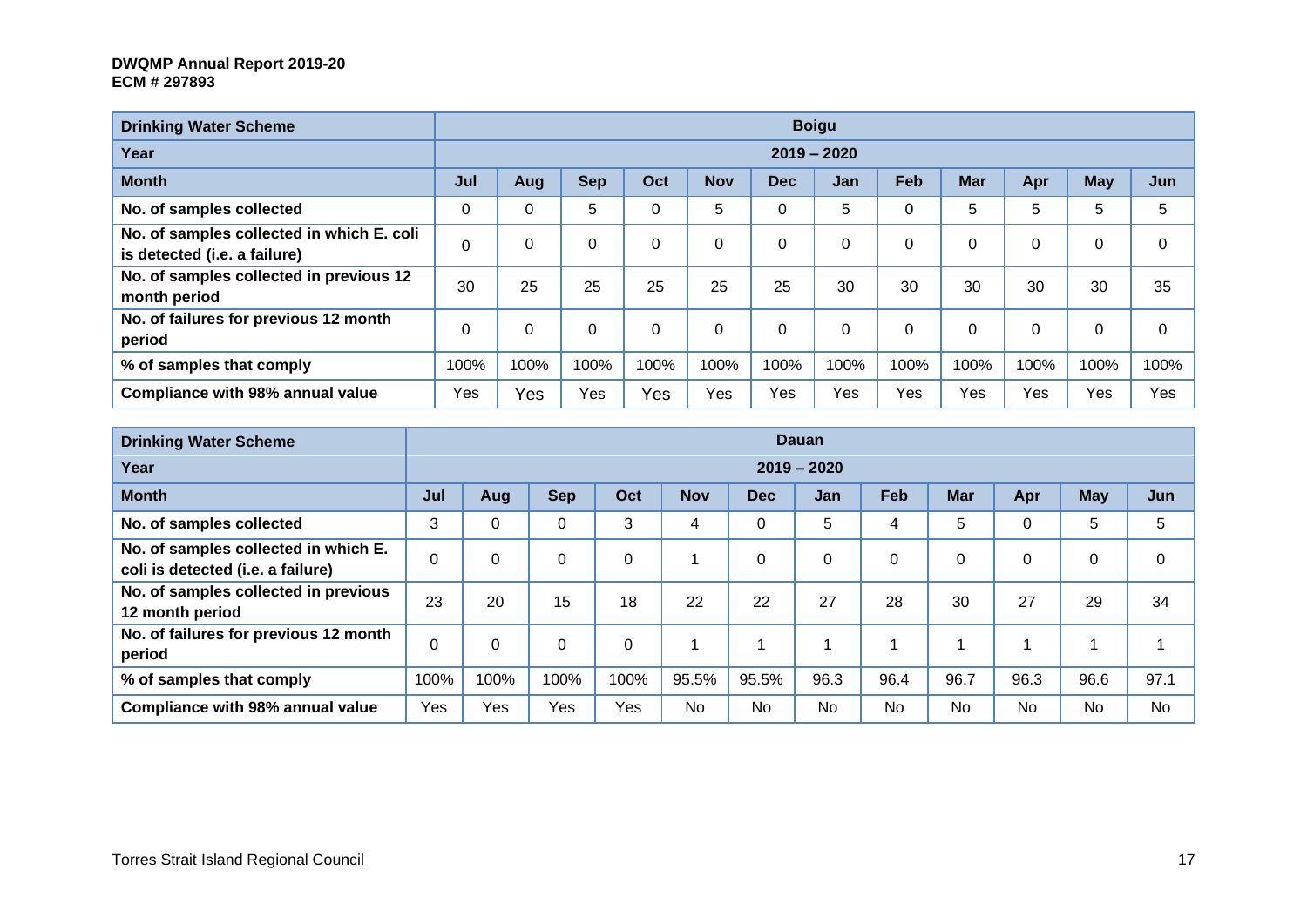| Drinking Water Scheme | Boigu | | | | | | | | | | | |
|---|---|---|---|---|---|---|---|---|---|---|---|---|
| Year | 2019 – 2020 | | | | | | | | | | | |
| Month | Jul | Aug | Sep | Oct | Nov | Dec | Jan | Feb | Mar | Apr | May | Jun |
| No. of samples collected | 0 | 0 | 5 | 0 | 5 | 0 | 5 | 0 | 5 | 5 | 5 | 5 |
| No. of samples collected in which E. coli is detected (i.e. a failure) | 0 | 0 | 0 | 0 | 0 | 0 | 0 | 0 | 0 | 0 | 0 | 0 |
| No. of samples collected in previous 12 month period | 30 | 25 | 25 | 25 | 25 | 25 | 30 | 30 | 30 | 30 | 30 | 35 |
| No. of failures for previous 12 month period | 0 | 0 | 0 | 0 | 0 | 0 | 0 | 0 | 0 | 0 | 0 | 0 |
| % of samples that comply | 100% | 100% | 100% | 100% | 100% | 100% | 100% | 100% | 100% | 100% | 100% | 100% |
| Compliance with 98% annual value | Yes | Yes | Yes | Yes | Yes | Yes | Yes | Yes | Yes | Yes | Yes | Yes |

| Drinking Water Scheme | Dauan | | | | | | | | | | | |
|---|---|---|---|---|---|---|---|---|---|---|---|---|
| Year | 2019 – 2020 | | | | | | | | | | | |
| Month | Jul | Aug | Sep | Oct | Nov | Dec | Jan | Feb | Mar | Apr | May | Jun |
| No. of samples collected | 3 | 0 | 0 | 3 | 4 | 0 | 5 | 4 | 5 | 0 | 5 | 5 |
| No. of samples collected in which E. coli is detected (i.e. a failure) | 0 | 0 | 0 | 0 | 1 | 0 | 0 | 0 | 0 | 0 | 0 | 0 |
| No. of samples collected in previous 12 month period | 23 | 20 | 15 | 18 | 22 | 22 | 27 | 28 | 30 | 27 | 29 | 34 |
| No. of failures for previous 12 month period | 0 | 0 | 0 | 0 | 1 | 1 | 1 | 1 | 1 | 1 | 1 | 1 |
| % of samples that comply | 100% | 100% | 100% | 100% | 95.5% | 95.5% | 96.3 | 96.4 | 96.7 | 96.3 | 96.6 | 97.1 |
| Compliance with 98% annual value | Yes | Yes | Yes | Yes | No | No | No | No | No | No | No | No |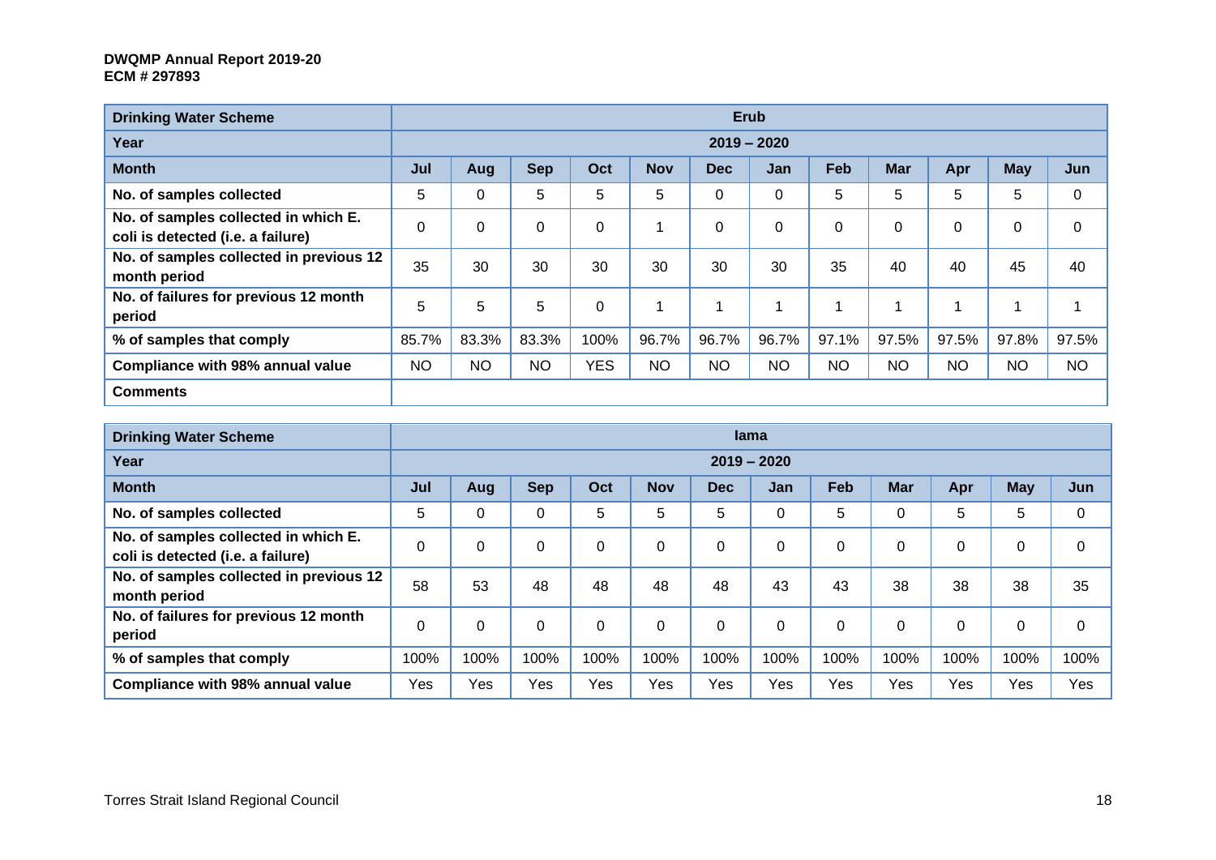| Drinking Water Scheme | Erub | | | | | | | | | | | |
|---|---|---|---|---|---|---|---|---|---|---|---|---|
| Year | 2019 – 2020 | | | | | | | | | | | |
| Month | Jul | Aug | Sep | Oct | Nov | Dec | Jan | Feb | Mar | Apr | May | Jun |
| No. of samples collected | 5 | 0 | 5 | 5 | 5 | 0 | 0 | 5 | 5 | 5 | 5 | 0 |
| No. of samples collected in which E. coli is detected (i.e. a failure) | 0 | 0 | 0 | 0 | 1 | 0 | 0 | 0 | 0 | 0 | 0 | 0 |
| No. of samples collected in previous 12 month period | 35 | 30 | 30 | 30 | 30 | 30 | 30 | 35 | 40 | 40 | 45 | 40 |
| No. of failures for previous 12 month period | 5 | 5 | 5 | 0 | 1 | 1 | 1 | 1 | 1 | 1 | 1 | 1 |
| % of samples that comply | 85.7% | 83.3% | 83.3% | 100% | 96.7% | 96.7% | 96.7% | 97.1% | 97.5% | 97.5% | 97.8% | 97.5% |
| Compliance with 98% annual value | NO | NO | NO | YES | NO | NO | NO | NO | NO | NO | NO | NO |
| Comments | | | | | | | | | | | | |

| Drinking Water Scheme | Iama | | | | | | | | | | | |
|---|---|---|---|---|---|---|---|---|---|---|---|---|
| Year | 2019 – 2020 | | | | | | | | | | | |
| Month | Jul | Aug | Sep | Oct | Nov | Dec | Jan | Feb | Mar | Apr | May | Jun |
| No. of samples collected | 5 | 0 | 0 | 5 | 5 | 5 | 0 | 5 | 0 | 5 | 5 | 0 |
| No. of samples collected in which E. coli is detected (i.e. a failure) | 0 | 0 | 0 | 0 | 0 | 0 | 0 | 0 | 0 | 0 | 0 | 0 |
| No. of samples collected in previous 12 month period | 58 | 53 | 48 | 48 | 48 | 48 | 43 | 43 | 38 | 38 | 38 | 35 |
| No. of failures for previous 12 month period | 0 | 0 | 0 | 0 | 0 | 0 | 0 | 0 | 0 | 0 | 0 | 0 |
| % of samples that comply | 100% | 100% | 100% | 100% | 100% | 100% | 100% | 100% | 100% | 100% | 100% | 100% |
| Compliance with 98% annual value | Yes | Yes | Yes | Yes | Yes | Yes | Yes | Yes | Yes | Yes | Yes | Yes |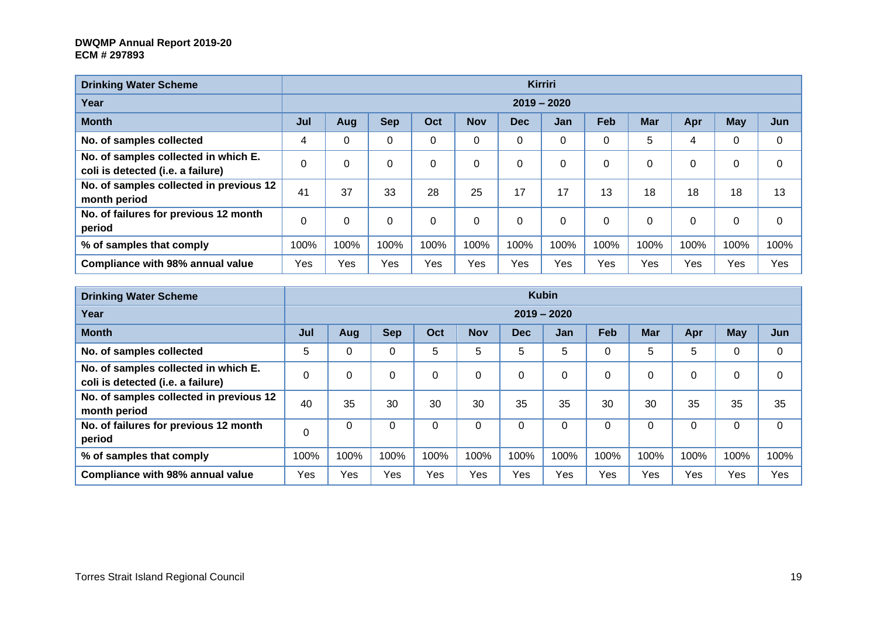| Drinking Water Scheme | Kirriri | | | | | | | | | | | |
|---|---|---|---|---|---|---|---|---|---|---|---|---|
| Year | 2019 – 2020 | | | | | | | | | | | |
| Month | Jul | Aug | Sep | Oct | Nov | Dec | Jan | Feb | Mar | Apr | May | Jun |
| No. of samples collected | 4 | 0 | 0 | 0 | 0 | 0 | 0 | 0 | 5 | 4 | 0 | 0 |
| No. of samples collected in which E. coli is detected (i.e. a failure) | 0 | 0 | 0 | 0 | 0 | 0 | 0 | 0 | 0 | 0 | 0 | 0 |
| No. of samples collected in previous 12 month period | 41 | 37 | 33 | 28 | 25 | 17 | 17 | 13 | 18 | 18 | 18 | 13 |
| No. of failures for previous 12 month period | 0 | 0 | 0 | 0 | 0 | 0 | 0 | 0 | 0 | 0 | 0 | 0 |
| % of samples that comply | 100% | 100% | 100% | 100% | 100% | 100% | 100% | 100% | 100% | 100% | 100% | 100% |
| Compliance with 98% annual value | Yes | Yes | Yes | Yes | Yes | Yes | Yes | Yes | Yes | Yes | Yes | Yes |

| Drinking Water Scheme | Kubin | | | | | | | | | | | |
|---|---|---|---|---|---|---|---|---|---|---|---|---|
| Year | 2019 – 2020 | | | | | | | | | | | |
| Month | Jul | Aug | Sep | Oct | Nov | Dec | Jan | Feb | Mar | Apr | May | Jun |
| No. of samples collected | 5 | 0 | 0 | 5 | 5 | 5 | 5 | 0 | 5 | 5 | 0 | 0 |
| No. of samples collected in which E. coli is detected (i.e. a failure) | 0 | 0 | 0 | 0 | 0 | 0 | 0 | 0 | 0 | 0 | 0 | 0 |
| No. of samples collected in previous 12 month period | 40 | 35 | 30 | 30 | 30 | 35 | 35 | 30 | 30 | 35 | 35 | 35 |
| No. of failures for previous 12 month period | 0 | 0 | 0 | 0 | 0 | 0 | 0 | 0 | 0 | 0 | 0 | 0 |
| % of samples that comply | 100% | 100% | 100% | 100% | 100% | 100% | 100% | 100% | 100% | 100% | 100% | 100% |
| Compliance with 98% annual value | Yes | Yes | Yes | Yes | Yes | Yes | Yes | Yes | Yes | Yes | Yes | Yes |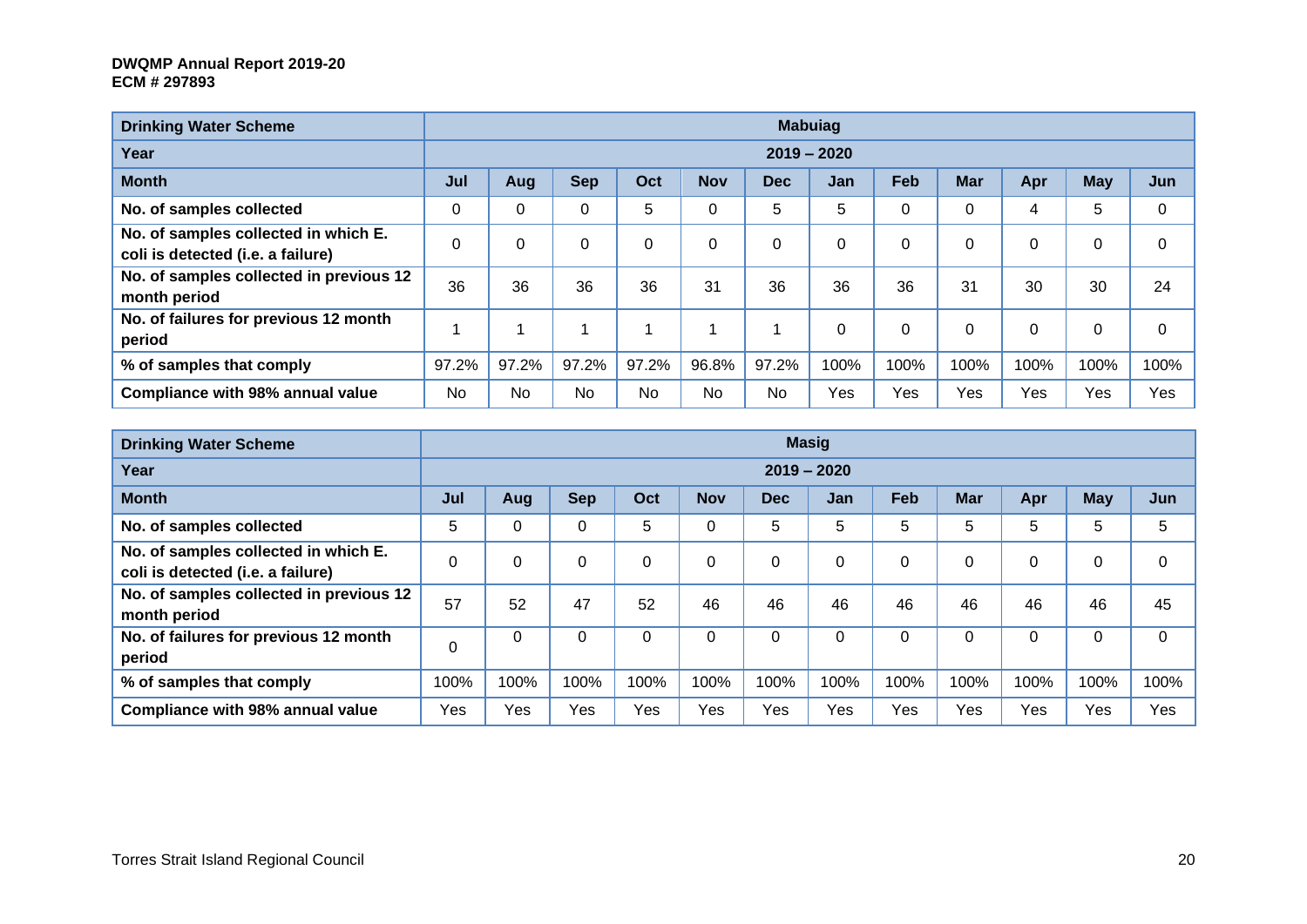| Drinking Water Scheme | Mabuiag | | | | | | | | | | | |
|---|---|---|---|---|---|---|---|---|---|---|---|---|
| Year | 2019 – 2020 | | | | | | | | | | | |
| Month | Jul | Aug | Sep | Oct | Nov | Dec | Jan | Feb | Mar | Apr | May | Jun |
| No. of samples collected | 0 | 0 | 0 | 5 | 0 | 5 | 5 | 0 | 0 | 4 | 5 | 0 |
| No. of samples collected in which E. coli is detected (i.e. a failure) | 0 | 0 | 0 | 0 | 0 | 0 | 0 | 0 | 0 | 0 | 0 | 0 |
| No. of samples collected in previous 12 month period | 36 | 36 | 36 | 36 | 31 | 36 | 36 | 36 | 31 | 30 | 30 | 24 |
| No. of failures for previous 12 month period | 1 | 1 | 1 | 1 | 1 | 1 | 0 | 0 | 0 | 0 | 0 | 0 |
| % of samples that comply | 97.2% | 97.2% | 97.2% | 97.2% | 96.8% | 97.2% | 100% | 100% | 100% | 100% | 100% | 100% |
| Compliance with 98% annual value | No | No | No | No | No | No | Yes | Yes | Yes | Yes | Yes | Yes |

| Drinking Water Scheme | Masig | | | | | | | | | | | |
|---|---|---|---|---|---|---|---|---|---|---|---|---|
| Year | 2019 – 2020 | | | | | | | | | | | |
| Month | Jul | Aug | Sep | Oct | Nov | Dec | Jan | Feb | Mar | Apr | May | Jun |
| No. of samples collected | 5 | 0 | 0 | 5 | 0 | 5 | 5 | 5 | 5 | 5 | 5 | 5 |
| No. of samples collected in which E. coli is detected (i.e. a failure) | 0 | 0 | 0 | 0 | 0 | 0 | 0 | 0 | 0 | 0 | 0 | 0 |
| No. of samples collected in previous 12 month period | 57 | 52 | 47 | 52 | 46 | 46 | 46 | 46 | 46 | 46 | 46 | 45 |
| No. of failures for previous 12 month period | 0 | 0 | 0 | 0 | 0 | 0 | 0 | 0 | 0 | 0 | 0 | 0 |
| % of samples that comply | 100% | 100% | 100% | 100% | 100% | 100% | 100% | 100% | 100% | 100% | 100% | 100% |
| Compliance with 98% annual value | Yes | Yes | Yes | Yes | Yes | Yes | Yes | Yes | Yes | Yes | Yes | Yes |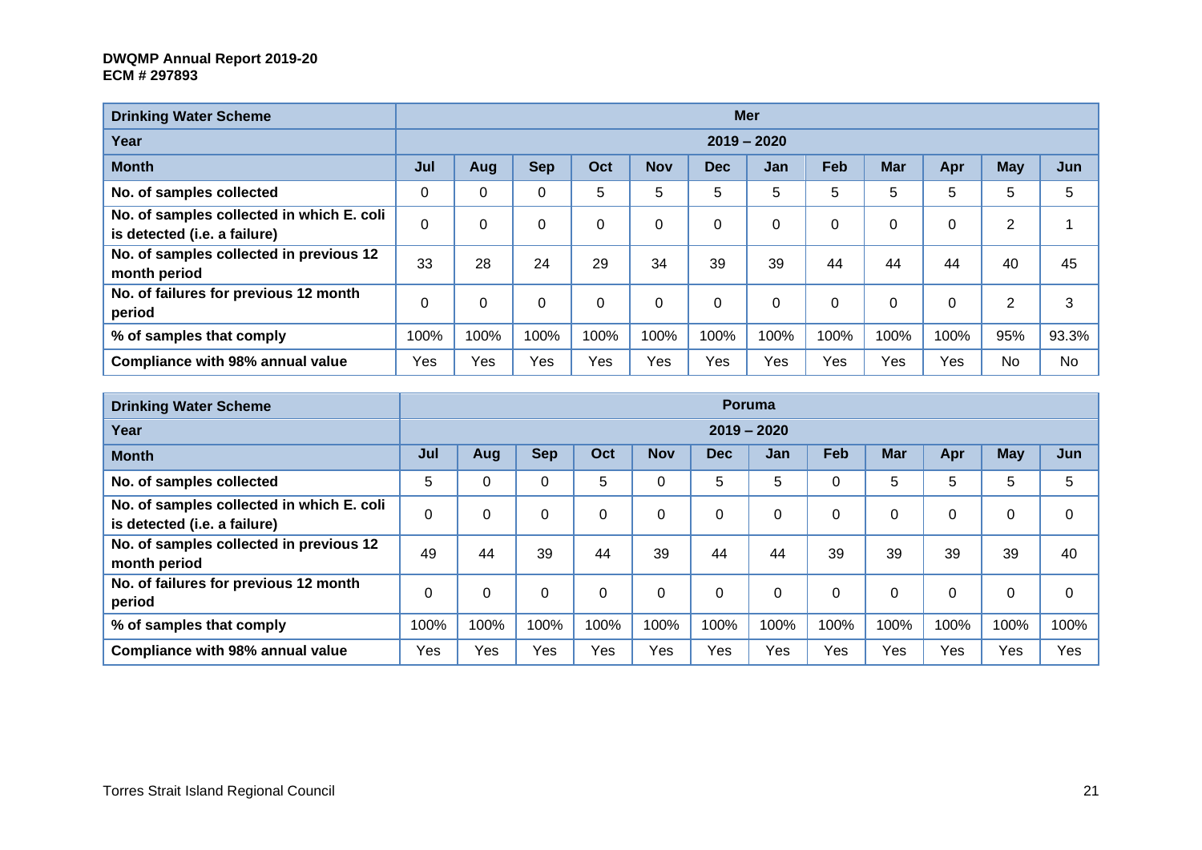| Drinking Water Scheme | Mer | | | | | | | | | | | |
|---|---|---|---|---|---|---|---|---|---|---|---|---|
| Year | 2019 – 2020 | | | | | | | | | | | |
| Month | Jul | Aug | Sep | Oct | Nov | Dec | Jan | Feb | Mar | Apr | May | Jun |
| No. of samples collected | 0 | 0 | 0 | 5 | 5 | 5 | 5 | 5 | 5 | 5 | 5 | 5 |
| No. of samples collected in which E. coli is detected (i.e. a failure) | 0 | 0 | 0 | 0 | 0 | 0 | 0 | 0 | 0 | 0 | 2 | 1 |
| No. of samples collected in previous 12 month period | 33 | 28 | 24 | 29 | 34 | 39 | 39 | 44 | 44 | 44 | 40 | 45 |
| No. of failures for previous 12 month period | 0 | 0 | 0 | 0 | 0 | 0 | 0 | 0 | 0 | 0 | 2 | 3 |
| % of samples that comply | 100% | 100% | 100% | 100% | 100% | 100% | 100% | 100% | 100% | 100% | 95% | 93.3% |
| Compliance with 98% annual value | Yes | Yes | Yes | Yes | Yes | Yes | Yes | Yes | Yes | Yes | No | No |

| Drinking Water Scheme | Poruma | | | | | | | | | | | |
|---|---|---|---|---|---|---|---|---|---|---|---|---|
| Year | 2019 – 2020 | | | | | | | | | | | |
| Month | Jul | Aug | Sep | Oct | Nov | Dec | Jan | Feb | Mar | Apr | May | Jun |
| No. of samples collected | 5 | 0 | 0 | 5 | 0 | 5 | 5 | 0 | 5 | 5 | 5 | 5 |
| No. of samples collected in which E. coli is detected (i.e. a failure) | 0 | 0 | 0 | 0 | 0 | 0 | 0 | 0 | 0 | 0 | 0 | 0 |
| No. of samples collected in previous 12 month period | 49 | 44 | 39 | 44 | 39 | 44 | 44 | 39 | 39 | 39 | 39 | 40 |
| No. of failures for previous 12 month period | 0 | 0 | 0 | 0 | 0 | 0 | 0 | 0 | 0 | 0 | 0 | 0 |
| % of samples that comply | 100% | 100% | 100% | 100% | 100% | 100% | 100% | 100% | 100% | 100% | 100% | 100% |
| Compliance with 98% annual value | Yes | Yes | Yes | Yes | Yes | Yes | Yes | Yes | Yes | Yes | Yes | Yes |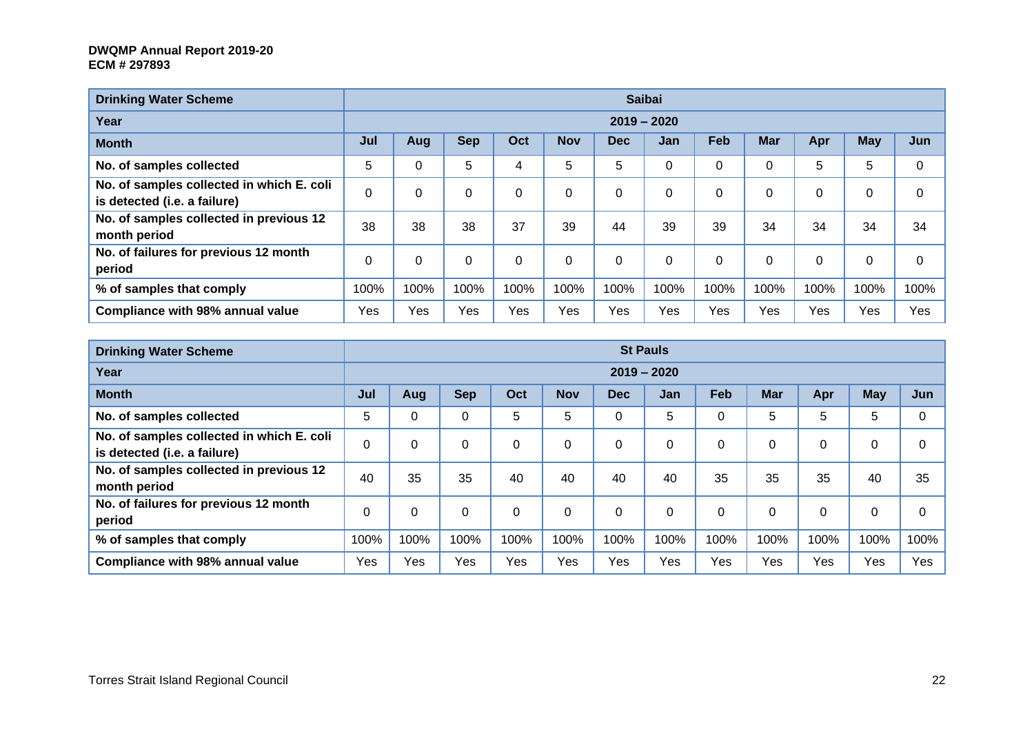| Drinking Water Scheme | Saibai | | | | | | | | | | | |
|---|---|---|---|---|---|---|---|---|---|---|---|---|
| Year | 2019 – 2020 | | | | | | | | | | | |
| Month | Jul | Aug | Sep | Oct | Nov | Dec | Jan | Feb | Mar | Apr | May | Jun |
| No. of samples collected | 5 | 0 | 5 | 4 | 5 | 5 | 0 | 0 | 0 | 5 | 5 | 0 |
| No. of samples collected in which E. coli is detected (i.e. a failure) | 0 | 0 | 0 | 0 | 0 | 0 | 0 | 0 | 0 | 0 | 0 | 0 |
| No. of samples collected in previous 12 month period | 38 | 38 | 38 | 37 | 39 | 44 | 39 | 39 | 34 | 34 | 34 | 34 |
| No. of failures for previous 12 month period | 0 | 0 | 0 | 0 | 0 | 0 | 0 | 0 | 0 | 0 | 0 | 0 |
| % of samples that comply | 100% | 100% | 100% | 100% | 100% | 100% | 100% | 100% | 100% | 100% | 100% | 100% |
| Compliance with 98% annual value | Yes | Yes | Yes | Yes | Yes | Yes | Yes | Yes | Yes | Yes | Yes | Yes |

| Drinking Water Scheme | St Pauls | | | | | | | | | | | |
|---|---|---|---|---|---|---|---|---|---|---|---|---|
| Year | 2019 – 2020 | | | | | | | | | | | |
| Month | Jul | Aug | Sep | Oct | Nov | Dec | Jan | Feb | Mar | Apr | May | Jun |
| No. of samples collected | 5 | 0 | 0 | 5 | 5 | 0 | 5 | 0 | 5 | 5 | 5 | 0 |
| No. of samples collected in which E. coli is detected (i.e. a failure) | 0 | 0 | 0 | 0 | 0 | 0 | 0 | 0 | 0 | 0 | 0 | 0 |
| No. of samples collected in previous 12 month period | 40 | 35 | 35 | 40 | 40 | 40 | 40 | 35 | 35 | 35 | 40 | 35 |
| No. of failures for previous 12 month period | 0 | 0 | 0 | 0 | 0 | 0 | 0 | 0 | 0 | 0 | 0 | 0 |
| % of samples that comply | 100% | 100% | 100% | 100% | 100% | 100% | 100% | 100% | 100% | 100% | 100% | 100% |
| Compliance with 98% annual value | Yes | Yes | Yes | Yes | Yes | Yes | Yes | Yes | Yes | Yes | Yes | Yes |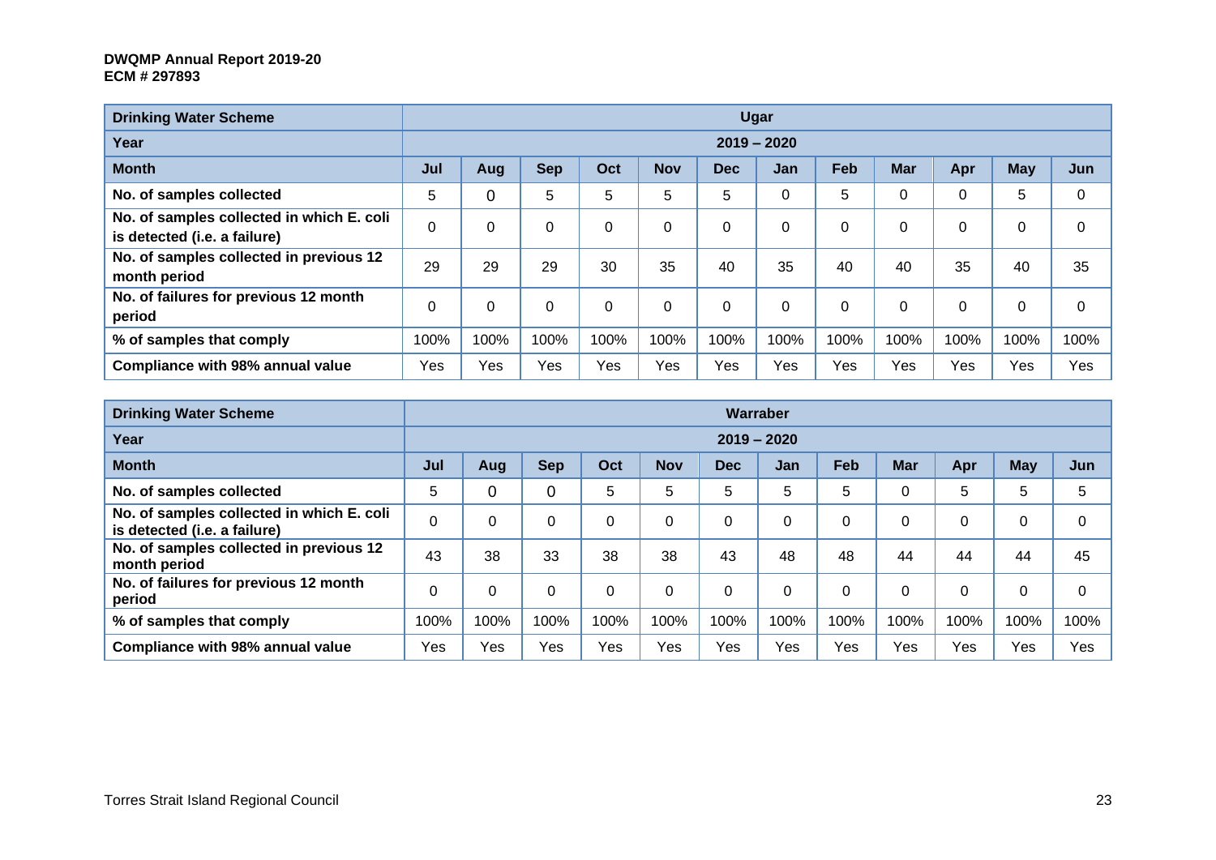| Drinking Water Scheme | Ugar | | | | | | | | | | | |
|---|---|---|---|---|---|---|---|---|---|---|---|---|
| Year | 2019 – 2020 | | | | | | | | | | | |
| Month | Jul | Aug | Sep | Oct | Nov | Dec | Jan | Feb | Mar | Apr | May | Jun |
| No. of samples collected | 5 | 0 | 5 | 5 | 5 | 5 | 0 | 5 | 0 | 0 | 5 | 0 |
| No. of samples collected in which E. coli is detected (i.e. a failure) | 0 | 0 | 0 | 0 | 0 | 0 | 0 | 0 | 0 | 0 | 0 | 0 |
| No. of samples collected in previous 12 month period | 29 | 29 | 29 | 30 | 35 | 40 | 35 | 40 | 40 | 35 | 40 | 35 |
| No. of failures for previous 12 month period | 0 | 0 | 0 | 0 | 0 | 0 | 0 | 0 | 0 | 0 | 0 | 0 |
| % of samples that comply | 100% | 100% | 100% | 100% | 100% | 100% | 100% | 100% | 100% | 100% | 100% | 100% |
| Compliance with 98% annual value | Yes | Yes | Yes | Yes | Yes | Yes | Yes | Yes | Yes | Yes | Yes | Yes |

| Drinking Water Scheme | Warraber | | | | | | | | | | | |
|---|---|---|---|---|---|---|---|---|---|---|---|---|
| Year | 2019 – 2020 | | | | | | | | | | | |
| Month | Jul | Aug | Sep | Oct | Nov | Dec | Jan | Feb | Mar | Apr | May | Jun |
| No. of samples collected | 5 | 0 | 0 | 5 | 5 | 5 | 5 | 5 | 0 | 5 | 5 | 5 |
| No. of samples collected in which E. coli is detected (i.e. a failure) | 0 | 0 | 0 | 0 | 0 | 0 | 0 | 0 | 0 | 0 | 0 | 0 |
| No. of samples collected in previous 12 month period | 43 | 38 | 33 | 38 | 38 | 43 | 48 | 48 | 44 | 44 | 44 | 45 |
| No. of failures for previous 12 month period | 0 | 0 | 0 | 0 | 0 | 0 | 0 | 0 | 0 | 0 | 0 | 0 |
| % of samples that comply | 100% | 100% | 100% | 100% | 100% | 100% | 100% | 100% | 100% | 100% | 100% | 100% |
| Compliance with 98% annual value | Yes | Yes | Yes | Yes | Yes | Yes | Yes | Yes | Yes | Yes | Yes | Yes |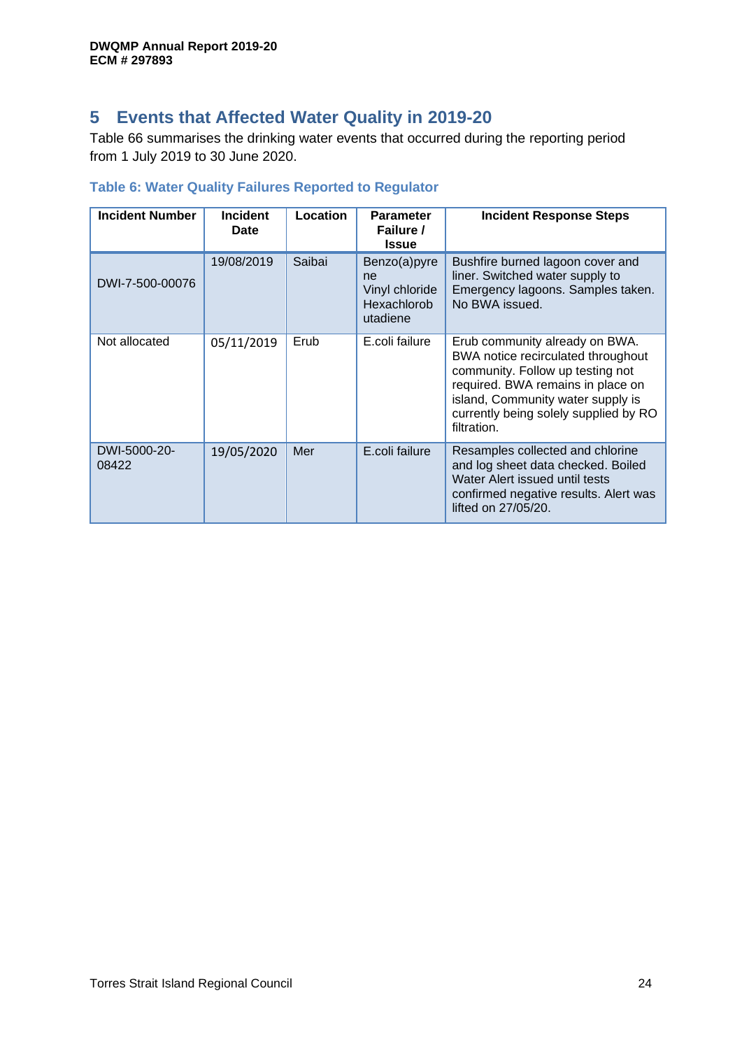# 5 Events that Affected Water Quality in 2019-20

Table 66 summarises the drinking water events that occurred during the reporting period from 1 July 2019 to 30 June 2020.

**Table 6: Water Quality Failures Reported to Regulator**

| Incident Number | Incident Date | Location | Parameter Failure / Issue | Incident Response Steps |
|---|---|---|---|---|
| DWI-7-500-00076 | 19/08/2019 | Saibai | Benzo(a)pyrene<br>Vinyl chloride<br>Hexachlorobutadiene | Bushfire burned lagoon cover and liner. Switched water supply to Emergency lagoons. Samples taken. No BWA issued. |
| Not allocated | 05/11/2019 | Erub | E.coli failure | Erub community already on BWA. BWA notice recirculated throughout community. Follow up testing not required. BWA remains in place on island, Community water supply is currently being solely supplied by RO filtration. |
| DWI-5000-20-08422 | 19/05/2020 | Mer | E.coli failure | Resamples collected and chlorine and log sheet data checked. Boiled Water Alert issued until tests confirmed negative results. Alert was lifted on 27/05/20. |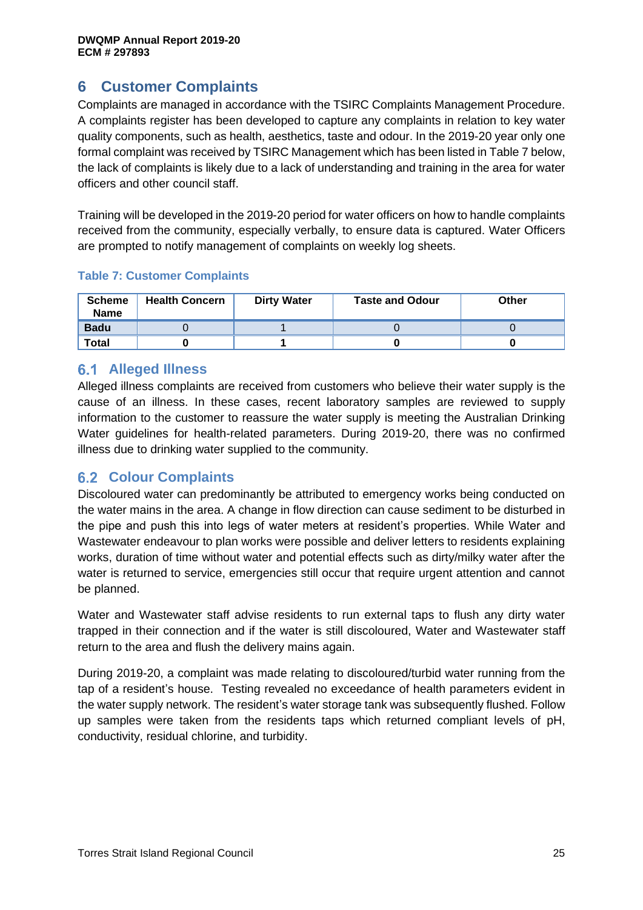# 6 Customer Complaints

Complaints are managed in accordance with the TSIRC Complaints Management Procedure. A complaints register has been developed to capture any complaints in relation to key water quality components, such as health, aesthetics, taste and odour. In the 2019-20 year only one formal complaint was received by TSIRC Management which has been listed in Table 7 below, the lack of complaints is likely due to a lack of understanding and training in the area for water officers and other council staff.

Training will be developed in the 2019-20 period for water officers on how to handle complaints received from the community, especially verbally, to ensure data is captured. Water Officers are prompted to notify management of complaints on weekly log sheets.

**Table 7: Customer Complaints**

| Scheme Name | Health Concern | Dirty Water | Taste and Odour | Other |
|---|---|---|---|---|
| **Badu** | 0 | 1 | 0 | 0 |
| **Total** | **0** | **1** | **0** | **0** |

## 6.1 Alleged Illness

Alleged illness complaints are received from customers who believe their water supply is the cause of an illness. In these cases, recent laboratory samples are reviewed to supply information to the customer to reassure the water supply is meeting the Australian Drinking Water guidelines for health-related parameters. During 2019-20, there was no confirmed illness due to drinking water supplied to the community.

## 6.2 Colour Complaints

Discoloured water can predominantly be attributed to emergency works being conducted on the water mains in the area. A change in flow direction can cause sediment to be disturbed in the pipe and push this into legs of water meters at resident's properties. While Water and Wastewater endeavour to plan works were possible and deliver letters to residents explaining works, duration of time without water and potential effects such as dirty/milky water after the water is returned to service, emergencies still occur that require urgent attention and cannot be planned.

Water and Wastewater staff advise residents to run external taps to flush any dirty water trapped in their connection and if the water is still discoloured, Water and Wastewater staff return to the area and flush the delivery mains again.

During 2019-20, a complaint was made relating to discoloured/turbid water running from the tap of a resident's house. Testing revealed no exceedance of health parameters evident in the water supply network. The resident's water storage tank was subsequently flushed. Follow up samples were taken from the residents taps which returned compliant levels of pH, conductivity, residual chlorine, and turbidity.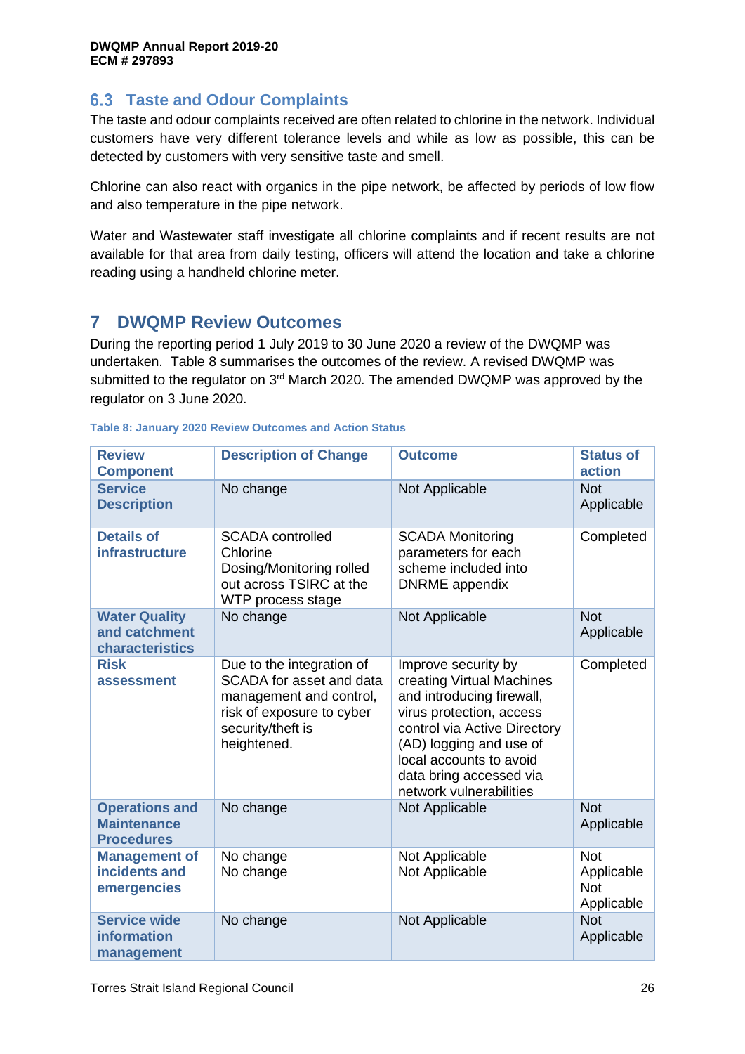## 6.3 Taste and Odour Complaints

The taste and odour complaints received are often related to chlorine in the network. Individual customers have very different tolerance levels and while as low as possible, this can be detected by customers with very sensitive taste and smell.

Chlorine can also react with organics in the pipe network, be affected by periods of low flow and also temperature in the pipe network.

Water and Wastewater staff investigate all chlorine complaints and if recent results are not available for that area from daily testing, officers will attend the location and take a chlorine reading using a handheld chlorine meter.

# 7 DWQMP Review Outcomes

During the reporting period 1 July 2019 to 30 June 2020 a review of the DWQMP was undertaken. Table 8 summarises the outcomes of the review. A revised DWQMP was submitted to the regulator on 3rd March 2020. The amended DWQMP was approved by the regulator on 3 June 2020.

**Table 8: January 2020 Review Outcomes and Action Status**

| Review Component | Description of Change | Outcome | Status of action |
|---|---|---|---|
| **Service Description** | No change | Not Applicable | Not Applicable |
| **Details of infrastructure** | SCADA controlled Chlorine Dosing/Monitoring rolled out across TSIRC at the WTP process stage | SCADA Monitoring parameters for each scheme included into DNRME appendix | Completed |
| **Water Quality and catchment characteristics** | No change | Not Applicable | Not Applicable |
| **Risk assessment** | Due to the integration of SCADA for asset and data management and control, risk of exposure to cyber security/theft is heightened. | Improve security by creating Virtual Machines and introducing firewall, virus protection, access control via Active Directory (AD) logging and use of local accounts to avoid data bring accessed via network vulnerabilities | Completed |
| **Operations and Maintenance Procedures** | No change | Not Applicable | Not Applicable |
| **Management of incidents and emergencies** | No change<br>No change | Not Applicable<br>Not Applicable | Not Applicable<br>Not Applicable |
| **Service wide information management** | No change | Not Applicable | Not Applicable |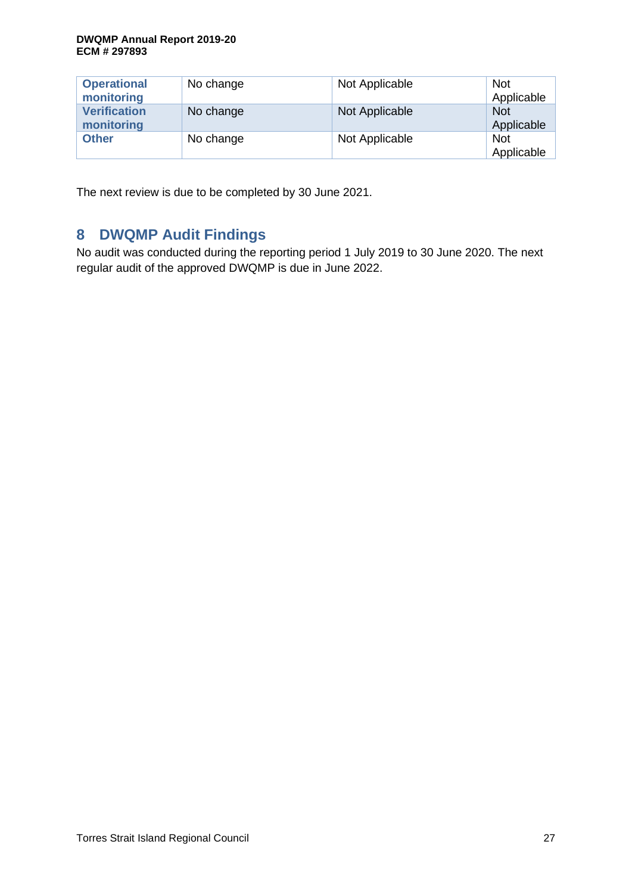| | | | |
|---|---|---|---|
| **Operational monitoring** | No change | Not Applicable | Not Applicable |
| **Verification monitoring** | No change | Not Applicable | Not Applicable |
| **Other** | No change | Not Applicable | Not Applicable |

The next review is due to be completed by 30 June 2021.

# 8 DWQMP Audit Findings

No audit was conducted during the reporting period 1 July 2019 to 30 June 2020. The next regular audit of the approved DWQMP is due in June 2022.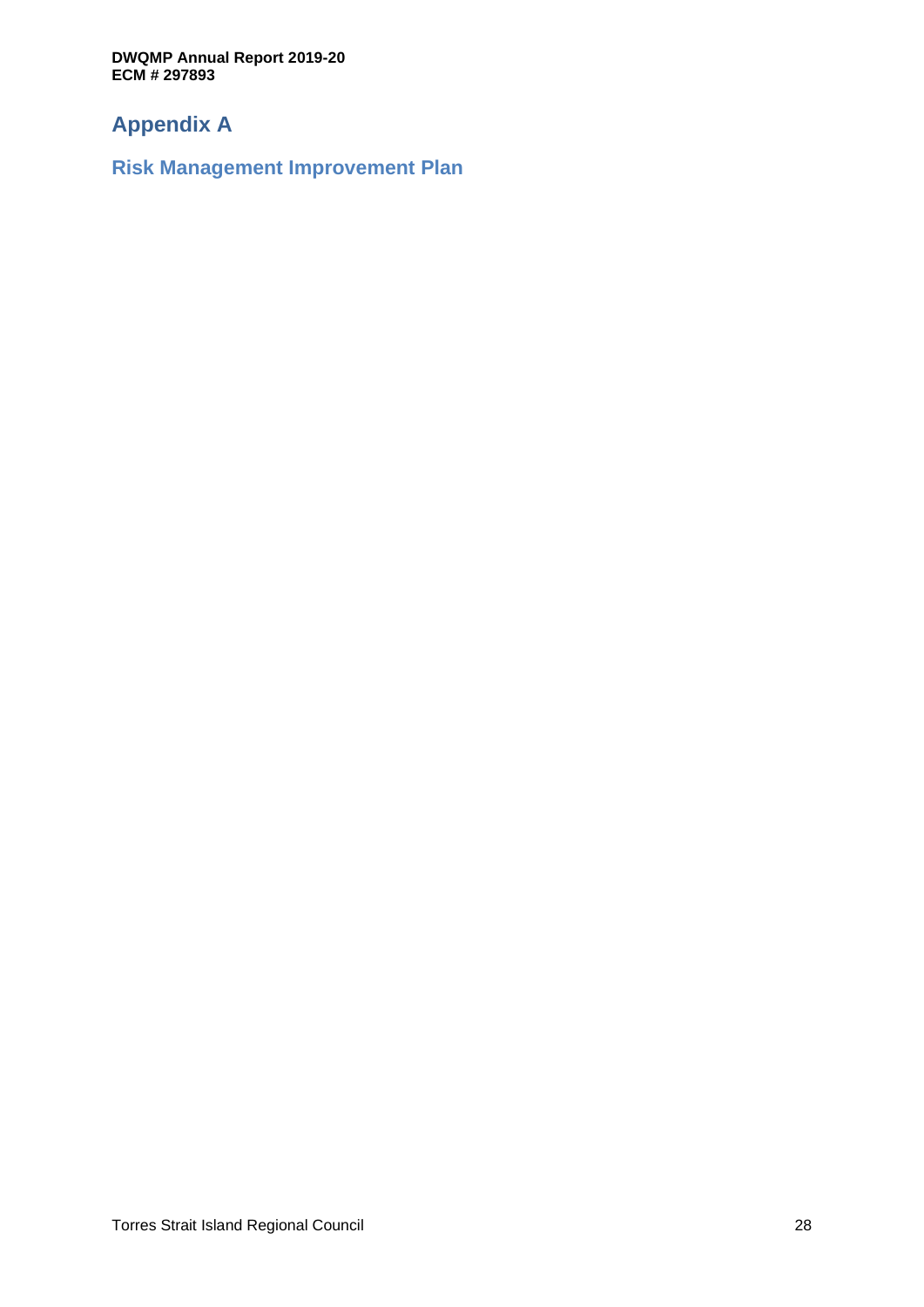# Appendix A

## Risk Management Improvement Plan